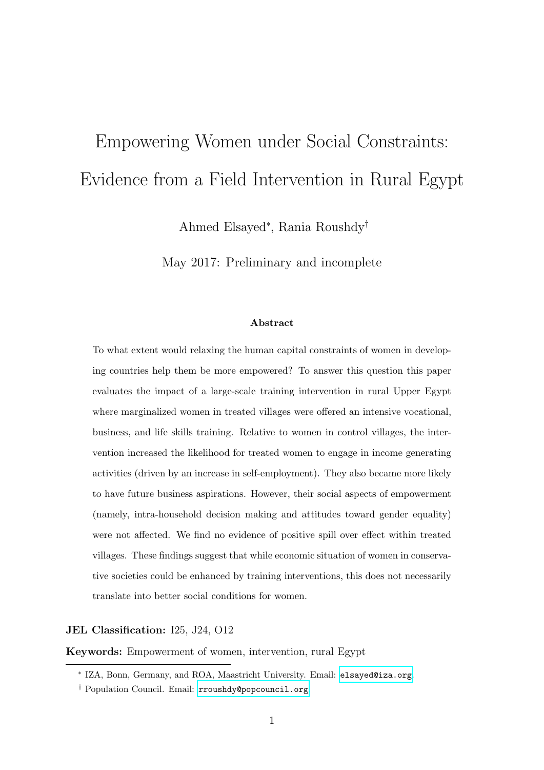# Empowering Women under Social Constraints: Evidence from a Field Intervention in Rural Egypt

Ahmed Elsayed[*], Rania Roushdy[†]

May 2017: Preliminary and incomplete

## Abstract

To what extent would relaxing the human capital constraints of women in developing countries help them be more empowered? To answer this question this paper evaluates the impact of a large-scale training intervention in rural Upper Egypt where marginalized women in treated villages were offered an intensive vocational, business, and life skills training. Relative to women in control villages, the intervention increased the likelihood for treated women to engage in income generating activities (driven by an increase in self-employment). They also became more likely to have future business aspirations. However, their social aspects of empowerment (namely, intra-household decision making and attitudes toward gender equality) were not affected. We find no evidence of positive spill over effect within treated villages. These findings suggest that while economic situation of women in conservative societies could be enhanced by training interventions, this does not necessarily translate into better social conditions for women.

**JEL Classification:** I25, J24, O12

**Keywords:** Empowerment of women, intervention, rural Egypt

---

[*] IZA, Bonn, Germany, and ROA, Maastricht University. Email: elsayed@iza.org

[†] Population Council. Email: rroushdy@popcouncil.org.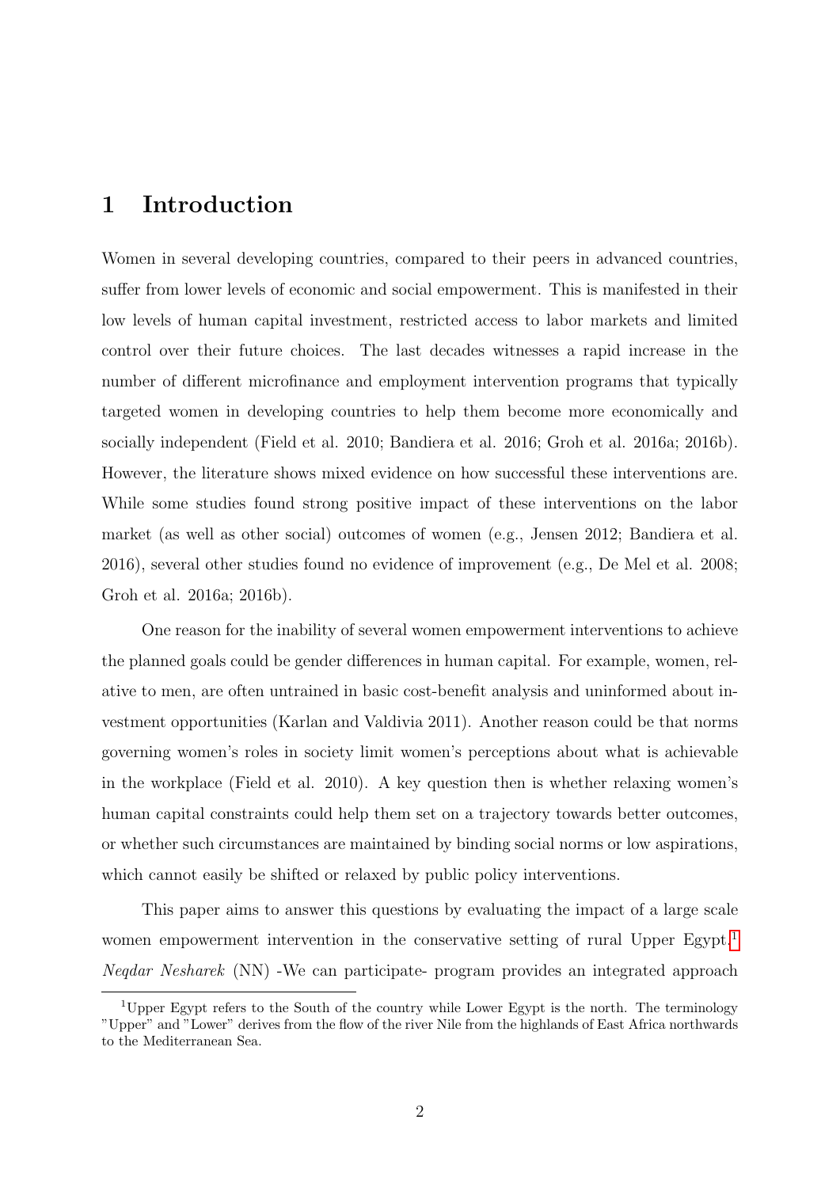# 1 Introduction

Women in several developing countries, compared to their peers in advanced countries, suffer from lower levels of economic and social empowerment. This is manifested in their low levels of human capital investment, restricted access to labor markets and limited control over their future choices. The last decades witnesses a rapid increase in the number of different microfinance and employment intervention programs that typically targeted women in developing countries to help them become more economically and socially independent (Field et al. 2010; Bandiera et al. 2016; Groh et al. 2016a; 2016b). However, the literature shows mixed evidence on how successful these interventions are. While some studies found strong positive impact of these interventions on the labor market (as well as other social) outcomes of women (e.g., Jensen 2012; Bandiera et al. 2016), several other studies found no evidence of improvement (e.g., De Mel et al. 2008; Groh et al. 2016a; 2016b).

One reason for the inability of several women empowerment interventions to achieve the planned goals could be gender differences in human capital. For example, women, relative to men, are often untrained in basic cost-benefit analysis and uninformed about investment opportunities (Karlan and Valdivia 2011). Another reason could be that norms governing women's roles in society limit women's perceptions about what is achievable in the workplace (Field et al. 2010). A key question then is whether relaxing women's human capital constraints could help them set on a trajectory towards better outcomes, or whether such circumstances are maintained by binding social norms or low aspirations, which cannot easily be shifted or relaxed by public policy interventions.

This paper aims to answer this questions by evaluating the impact of a large scale women empowerment intervention in the conservative setting of rural Upper Egypt.[1] *Neqdar Nesharek* (NN) -We can participate- program provides an integrated approach

[1] Upper Egypt refers to the South of the country while Lower Egypt is the north. The terminology "Upper" and "Lower" derives from the flow of the river Nile from the highlands of East Africa northwards to the Mediterranean Sea.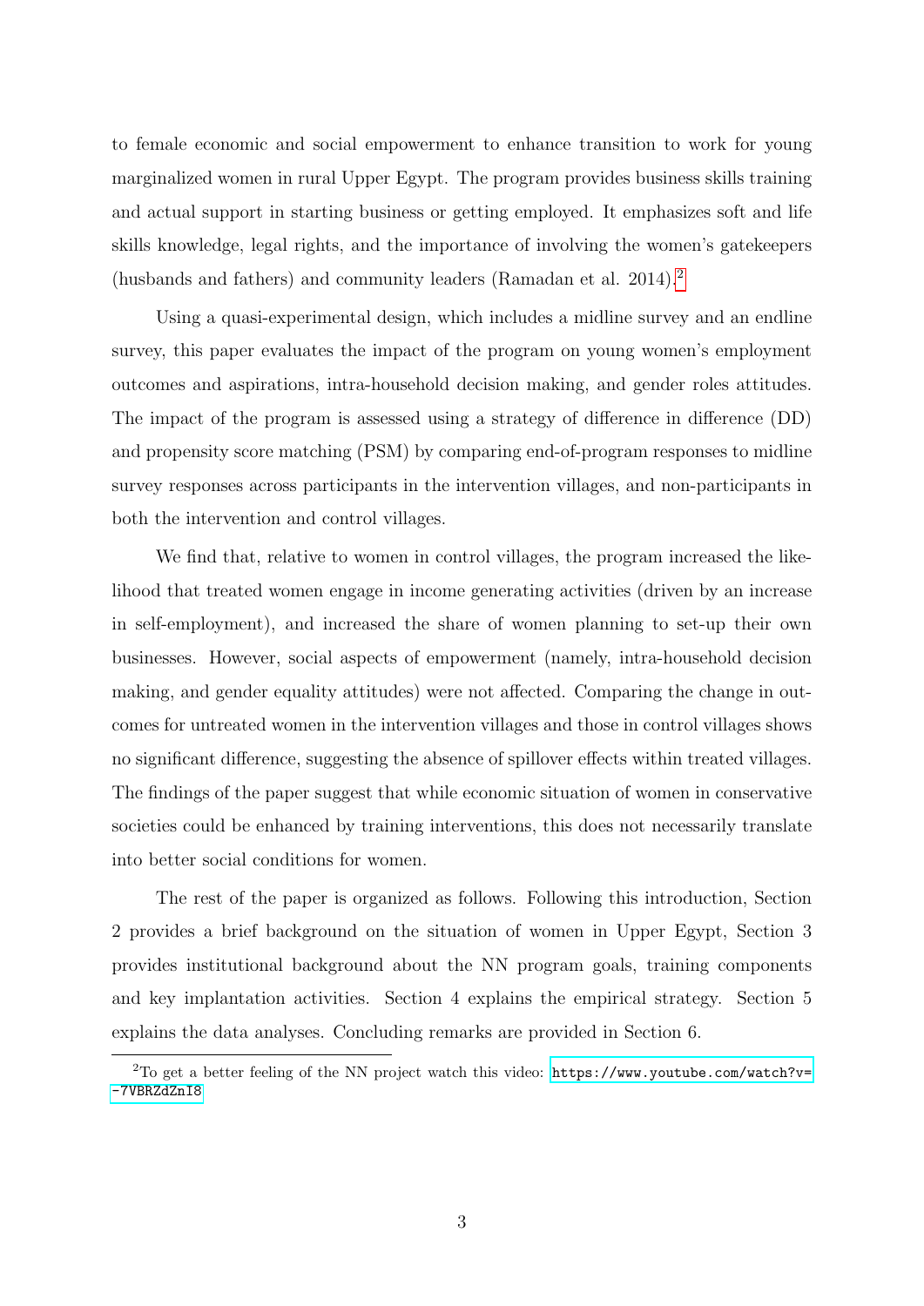to female economic and social empowerment to enhance transition to work for young marginalized women in rural Upper Egypt. The program provides business skills training and actual support in starting business or getting employed. It emphasizes soft and life skills knowledge, legal rights, and the importance of involving the women's gatekeepers (husbands and fathers) and community leaders (Ramadan et al. 2014).[2]

Using a quasi-experimental design, which includes a midline survey and an endline survey, this paper evaluates the impact of the program on young women's employment outcomes and aspirations, intra-household decision making, and gender roles attitudes. The impact of the program is assessed using a strategy of difference in difference (DD) and propensity score matching (PSM) by comparing end-of-program responses to midline survey responses across participants in the intervention villages, and non-participants in both the intervention and control villages.

We find that, relative to women in control villages, the program increased the likelihood that treated women engage in income generating activities (driven by an increase in self-employment), and increased the share of women planning to set-up their own businesses. However, social aspects of empowerment (namely, intra-household decision making, and gender equality attitudes) were not affected. Comparing the change in outcomes for untreated women in the intervention villages and those in control villages shows no significant difference, suggesting the absence of spillover effects within treated villages. The findings of the paper suggest that while economic situation of women in conservative societies could be enhanced by training interventions, this does not necessarily translate into better social conditions for women.

The rest of the paper is organized as follows. Following this introduction, Section 2 provides a brief background on the situation of women in Upper Egypt, Section 3 provides institutional background about the NN program goals, training components and key implantation activities. Section 4 explains the empirical strategy. Section 5 explains the data analyses. Concluding remarks are provided in Section 6.

---

[2] To get a better feeling of the NN project watch this video: https://www.youtube.com/watch?v=-7VBRZdZnI8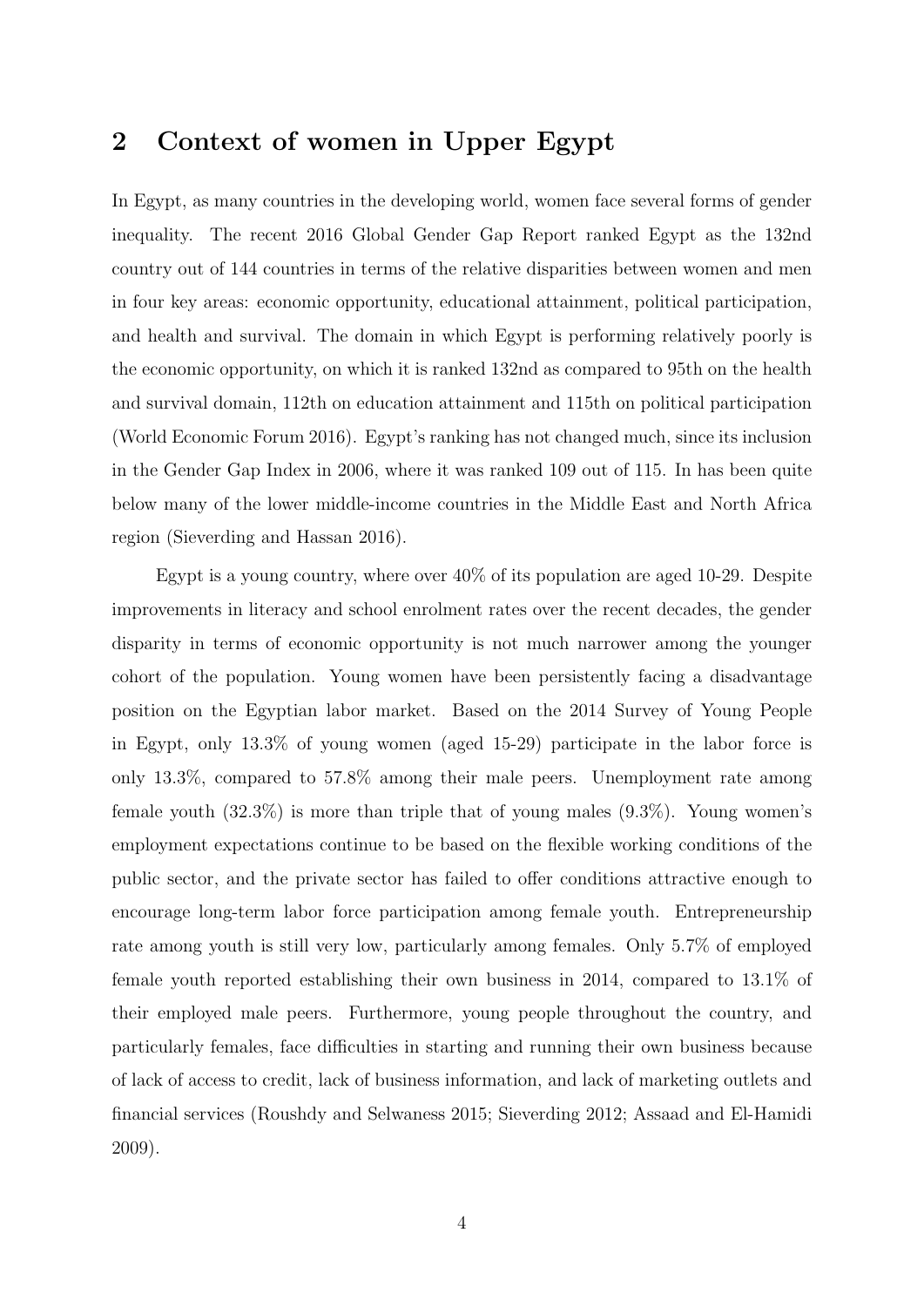## 2 Context of women in Upper Egypt

In Egypt, as many countries in the developing world, women face several forms of gender inequality. The recent 2016 Global Gender Gap Report ranked Egypt as the 132nd country out of 144 countries in terms of the relative disparities between women and men in four key areas: economic opportunity, educational attainment, political participation, and health and survival. The domain in which Egypt is performing relatively poorly is the economic opportunity, on which it is ranked 132nd as compared to 95th on the health and survival domain, 112th on education attainment and 115th on political participation (World Economic Forum 2016). Egypt's ranking has not changed much, since its inclusion in the Gender Gap Index in 2006, where it was ranked 109 out of 115. In has been quite below many of the lower middle-income countries in the Middle East and North Africa region (Sieverding and Hassan 2016).

Egypt is a young country, where over 40% of its population are aged 10-29. Despite improvements in literacy and school enrolment rates over the recent decades, the gender disparity in terms of economic opportunity is not much narrower among the younger cohort of the population. Young women have been persistently facing a disadvantage position on the Egyptian labor market. Based on the 2014 Survey of Young People in Egypt, only 13.3% of young women (aged 15-29) participate in the labor force is only 13.3%, compared to 57.8% among their male peers. Unemployment rate among female youth (32.3%) is more than triple that of young males (9.3%). Young women's employment expectations continue to be based on the flexible working conditions of the public sector, and the private sector has failed to offer conditions attractive enough to encourage long-term labor force participation among female youth. Entrepreneurship rate among youth is still very low, particularly among females. Only 5.7% of employed female youth reported establishing their own business in 2014, compared to 13.1% of their employed male peers. Furthermore, young people throughout the country, and particularly females, face difficulties in starting and running their own business because of lack of access to credit, lack of business information, and lack of marketing outlets and financial services (Roushdy and Selwaness 2015; Sieverding 2012; Assaad and El-Hamidi 2009).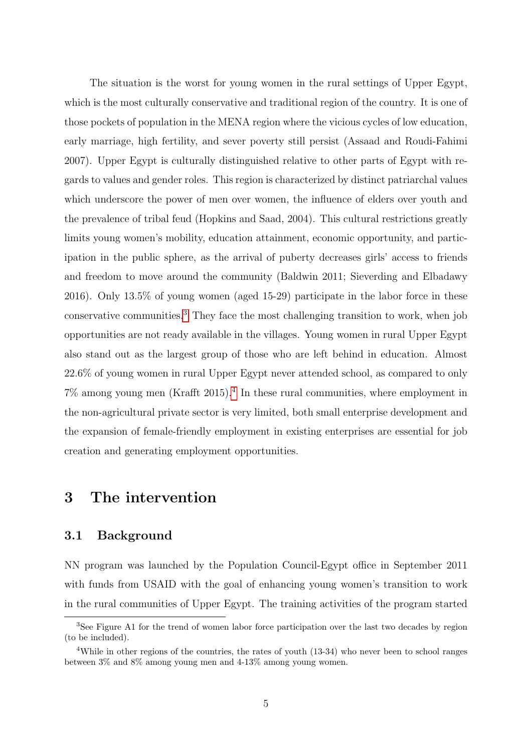The situation is the worst for young women in the rural settings of Upper Egypt, which is the most culturally conservative and traditional region of the country. It is one of those pockets of population in the MENA region where the vicious cycles of low education, early marriage, high fertility, and sever poverty still persist (Assaad and Roudi-Fahimi 2007). Upper Egypt is culturally distinguished relative to other parts of Egypt with regards to values and gender roles. This region is characterized by distinct patriarchal values which underscore the power of men over women, the influence of elders over youth and the prevalence of tribal feud (Hopkins and Saad, 2004). This cultural restrictions greatly limits young women's mobility, education attainment, economic opportunity, and participation in the public sphere, as the arrival of puberty decreases girls' access to friends and freedom to move around the community (Baldwin 2011; Sieverding and Elbadawy 2016). Only 13.5% of young women (aged 15-29) participate in the labor force in these conservative communities.[3] They face the most challenging transition to work, when job opportunities are not ready available in the villages. Young women in rural Upper Egypt also stand out as the largest group of those who are left behind in education. Almost 22.6% of young women in rural Upper Egypt never attended school, as compared to only 7% among young men (Krafft 2015).[4] In these rural communities, where employment in the non-agricultural private sector is very limited, both small enterprise development and the expansion of female-friendly employment in existing enterprises are essential for job creation and generating employment opportunities.

# 3 The intervention

## 3.1 Background

NN program was launched by the Population Council-Egypt office in September 2011 with funds from USAID with the goal of enhancing young women's transition to work in the rural communities of Upper Egypt. The training activities of the program started

---

[3] See Figure A1 for the trend of women labor force participation over the last two decades by region (to be included).

[4] While in other regions of the countries, the rates of youth (13-34) who never been to school ranges between 3% and 8% among young men and 4-13% among young women.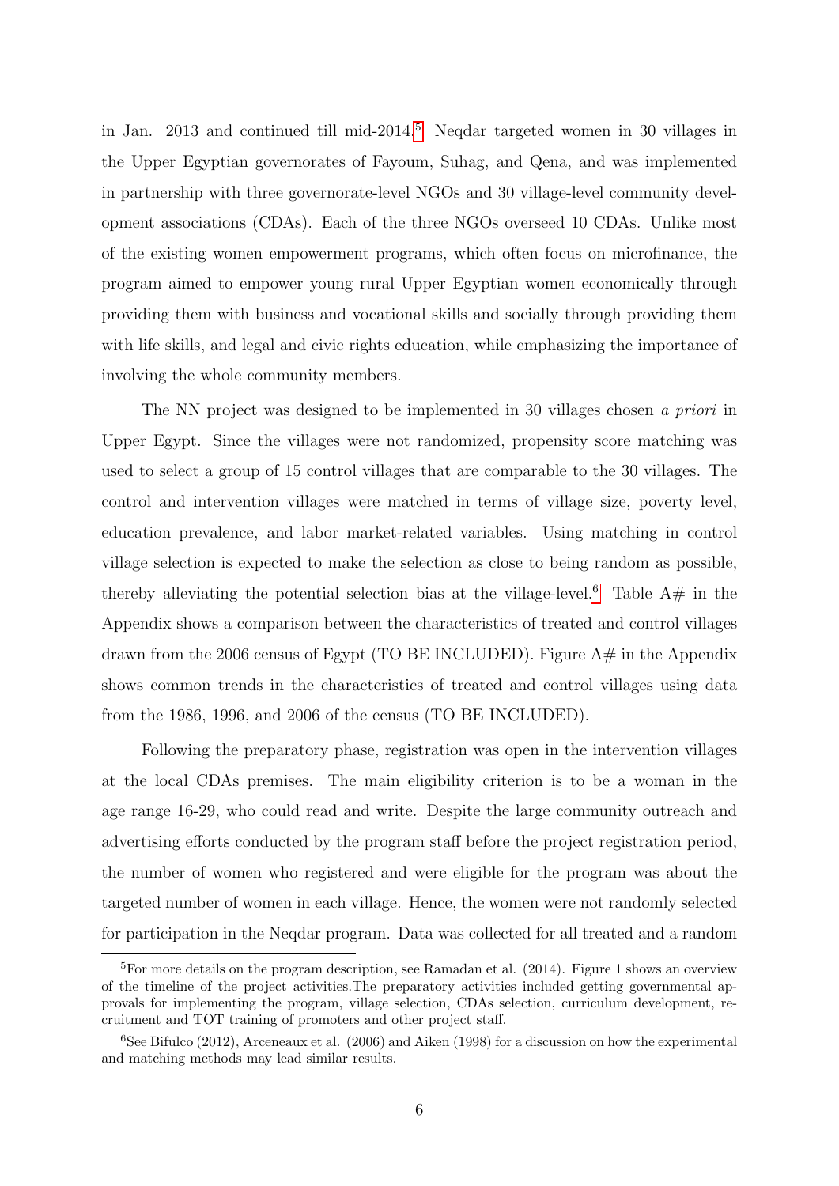in Jan. 2013 and continued till mid-2014.[5] Neqdar targeted women in 30 villages in the Upper Egyptian governorates of Fayoum, Suhag, and Qena, and was implemented in partnership with three governorate-level NGOs and 30 village-level community development associations (CDAs). Each of the three NGOs overseed 10 CDAs. Unlike most of the existing women empowerment programs, which often focus on microfinance, the program aimed to empower young rural Upper Egyptian women economically through providing them with business and vocational skills and socially through providing them with life skills, and legal and civic rights education, while emphasizing the importance of involving the whole community members.

The NN project was designed to be implemented in 30 villages chosen *a priori* in Upper Egypt. Since the villages were not randomized, propensity score matching was used to select a group of 15 control villages that are comparable to the 30 villages. The control and intervention villages were matched in terms of village size, poverty level, education prevalence, and labor market-related variables. Using matching in control village selection is expected to make the selection as close to being random as possible, thereby alleviating the potential selection bias at the village-level.[6] Table A# in the Appendix shows a comparison between the characteristics of treated and control villages drawn from the 2006 census of Egypt (TO BE INCLUDED). Figure A# in the Appendix shows common trends in the characteristics of treated and control villages using data from the 1986, 1996, and 2006 of the census (TO BE INCLUDED).

Following the preparatory phase, registration was open in the intervention villages at the local CDAs premises. The main eligibility criterion is to be a woman in the age range 16-29, who could read and write. Despite the large community outreach and advertising efforts conducted by the program staff before the project registration period, the number of women who registered and were eligible for the program was about the targeted number of women in each village. Hence, the women were not randomly selected for participation in the Neqdar program. Data was collected for all treated and a random

[5] For more details on the program description, see Ramadan et al. (2014). Figure 1 shows an overview of the timeline of the project activities.The preparatory activities included getting governmental approvals for implementing the program, village selection, CDAs selection, curriculum development, recruitment and TOT training of promoters and other project staff.

[6] See Bifulco (2012), Arceneaux et al. (2006) and Aiken (1998) for a discussion on how the experimental and matching methods may lead similar results.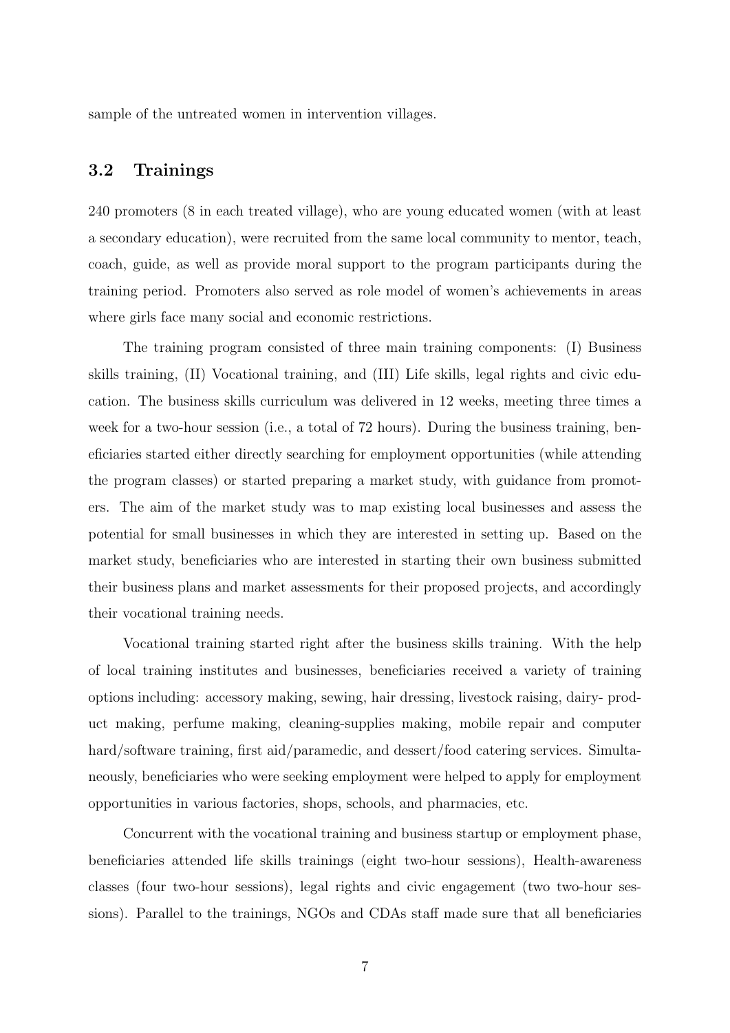sample of the untreated women in intervention villages.

### 3.2 Trainings

240 promoters (8 in each treated village), who are young educated women (with at least a secondary education), were recruited from the same local community to mentor, teach, coach, guide, as well as provide moral support to the program participants during the training period. Promoters also served as role model of women's achievements in areas where girls face many social and economic restrictions.

The training program consisted of three main training components: (I) Business skills training, (II) Vocational training, and (III) Life skills, legal rights and civic education. The business skills curriculum was delivered in 12 weeks, meeting three times a week for a two-hour session (i.e., a total of 72 hours). During the business training, beneficiaries started either directly searching for employment opportunities (while attending the program classes) or started preparing a market study, with guidance from promoters. The aim of the market study was to map existing local businesses and assess the potential for small businesses in which they are interested in setting up. Based on the market study, beneficiaries who are interested in starting their own business submitted their business plans and market assessments for their proposed projects, and accordingly their vocational training needs.

Vocational training started right after the business skills training. With the help of local training institutes and businesses, beneficiaries received a variety of training options including: accessory making, sewing, hair dressing, livestock raising, dairy- product making, perfume making, cleaning-supplies making, mobile repair and computer hard/software training, first aid/paramedic, and dessert/food catering services. Simultaneously, beneficiaries who were seeking employment were helped to apply for employment opportunities in various factories, shops, schools, and pharmacies, etc.

Concurrent with the vocational training and business startup or employment phase, beneficiaries attended life skills trainings (eight two-hour sessions), Health-awareness classes (four two-hour sessions), legal rights and civic engagement (two two-hour sessions). Parallel to the trainings, NGOs and CDAs staff made sure that all beneficiaries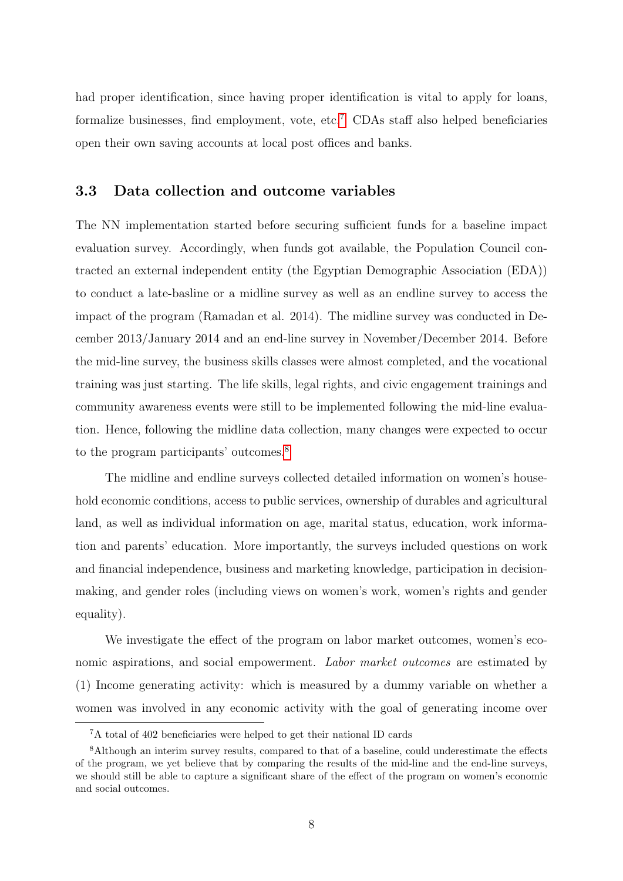had proper identification, since having proper identification is vital to apply for loans, formalize businesses, find employment, vote, etc.[7] CDAs staff also helped beneficiaries open their own saving accounts at local post offices and banks.

### 3.3 Data collection and outcome variables

The NN implementation started before securing sufficient funds for a baseline impact evaluation survey. Accordingly, when funds got available, the Population Council contracted an external independent entity (the Egyptian Demographic Association (EDA)) to conduct a late-basline or a midline survey as well as an endline survey to access the impact of the program (Ramadan et al. 2014). The midline survey was conducted in December 2013/January 2014 and an end-line survey in November/December 2014. Before the mid-line survey, the business skills classes were almost completed, and the vocational training was just starting. The life skills, legal rights, and civic engagement trainings and community awareness events were still to be implemented following the mid-line evaluation. Hence, following the midline data collection, many changes were expected to occur to the program participants' outcomes.[8]

The midline and endline surveys collected detailed information on women's household economic conditions, access to public services, ownership of durables and agricultural land, as well as individual information on age, marital status, education, work information and parents' education. More importantly, the surveys included questions on work and financial independence, business and marketing knowledge, participation in decision-making, and gender roles (including views on women's work, women's rights and gender equality).

We investigate the effect of the program on labor market outcomes, women's economic aspirations, and social empowerment. *Labor market outcomes* are estimated by (1) Income generating activity: which is measured by a dummy variable on whether a women was involved in any economic activity with the goal of generating income over

[7] A total of 402 beneficiaries were helped to get their national ID cards

[8] Although an interim survey results, compared to that of a baseline, could underestimate the effects of the program, we yet believe that by comparing the results of the mid-line and the end-line surveys, we should still be able to capture a significant share of the effect of the program on women's economic and social outcomes.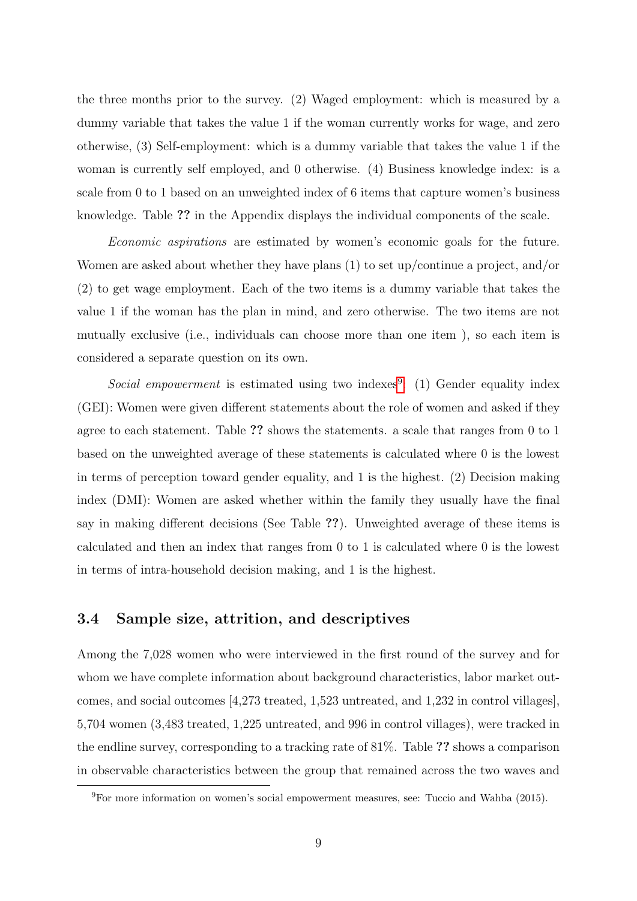the three months prior to the survey. (2) Waged employment: which is measured by a dummy variable that takes the value 1 if the woman currently works for wage, and zero otherwise, (3) Self-employment: which is a dummy variable that takes the value 1 if the woman is currently self employed, and 0 otherwise. (4) Business knowledge index: is a scale from 0 to 1 based on an unweighted index of 6 items that capture women's business knowledge. Table **??** in the Appendix displays the individual components of the scale.

*Economic aspirations* are estimated by women's economic goals for the future. Women are asked about whether they have plans (1) to set up/continue a project, and/or (2) to get wage employment. Each of the two items is a dummy variable that takes the value 1 if the woman has the plan in mind, and zero otherwise. The two items are not mutually exclusive (i.e., individuals can choose more than one item ), so each item is considered a separate question on its own.

*Social empowerment* is estimated using two indexes[9]: (1) Gender equality index (GEI): Women were given different statements about the role of women and asked if they agree to each statement. Table **??** shows the statements. a scale that ranges from 0 to 1 based on the unweighted average of these statements is calculated where 0 is the lowest in terms of perception toward gender equality, and 1 is the highest. (2) Decision making index (DMI): Women are asked whether within the family they usually have the final say in making different decisions (See Table **??**). Unweighted average of these items is calculated and then an index that ranges from 0 to 1 is calculated where 0 is the lowest in terms of intra-household decision making, and 1 is the highest.

## 3.4 Sample size, attrition, and descriptives

Among the 7,028 women who were interviewed in the first round of the survey and for whom we have complete information about background characteristics, labor market outcomes, and social outcomes [4,273 treated, 1,523 untreated, and 1,232 in control villages], 5,704 women (3,483 treated, 1,225 untreated, and 996 in control villages), were tracked in the endline survey, corresponding to a tracking rate of 81%. Table **??** shows a comparison in observable characteristics between the group that remained across the two waves and

[9]For more information on women's social empowerment measures, see: Tuccio and Wahba (2015).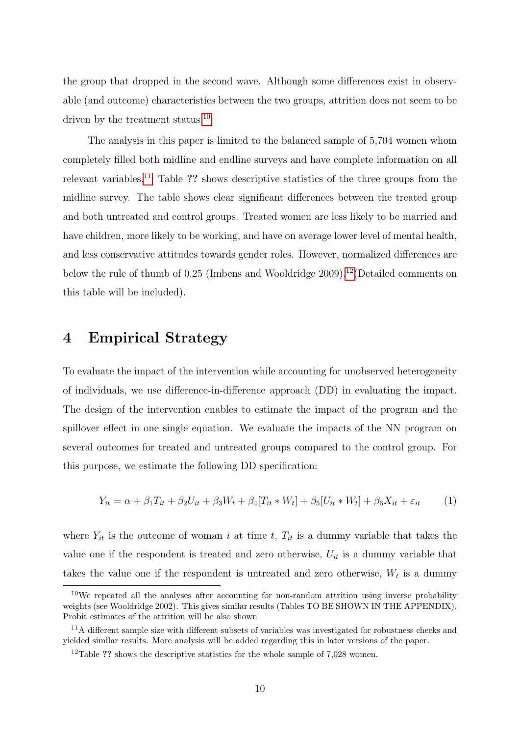the group that dropped in the second wave. Although some differences exist in observable (and outcome) characteristics between the two groups, attrition does not seem to be driven by the treatment status.[10]

The analysis in this paper is limited to the balanced sample of 5,704 women whom completely filled both midline and endline surveys and have complete information on all relevant variables.[11] Table **??** shows descriptive statistics of the three groups from the midline survey. The table shows clear significant differences between the treated group and both untreated and control groups. Treated women are less likely to be married and have children, more likely to be working, and have on average lower level of mental health, and less conservative attitudes towards gender roles. However, normalized differences are below the rule of thumb of 0.25 (Imbens and Wooldridge 2009).[12](Detailed comments on this table will be included).

# 4 Empirical Strategy

To evaluate the impact of the intervention while accounting for unobserved heterogeneity of individuals, we use difference-in-difference approach (DD) in evaluating the impact. The design of the intervention enables to estimate the impact of the program and the spillover effect in one single equation. We evaluate the impacts of the NN program on several outcomes for treated and untreated groups compared to the control group. For this purpose, we estimate the following DD specification:

$$Y_{it} = \alpha + \beta_1 T_{it} + \beta_2 U_{it} + \beta_3 W_t + \beta_4 [T_{it} * W_t] + \beta_5 [U_{it} * W_t] + \beta_6 X_{it} + \varepsilon_{it} \qquad (1)$$

where $Y_{it}$ is the outcome of woman $i$ at time $t$, $T_{it}$ is a dummy variable that takes the value one if the respondent is treated and zero otherwise, $U_{it}$ is a dummy variable that takes the value one if the respondent is untreated and zero otherwise, $W_t$ is a dummy

---

[10] We repeated all the analyses after accounting for non-random attrition using inverse probability weights (see Wooldridge 2002). This gives similar results (Tables TO BE SHOWN IN THE APPENDIX). Probit estimates of the attrition will be also shown

[11] A different sample size with different subsets of variables was investigated for robustness checks and yielded similar results. More analysis will be added regarding this in later versions of the paper.

[12] Table **??** shows the descriptive statistics for the whole sample of 7,028 women.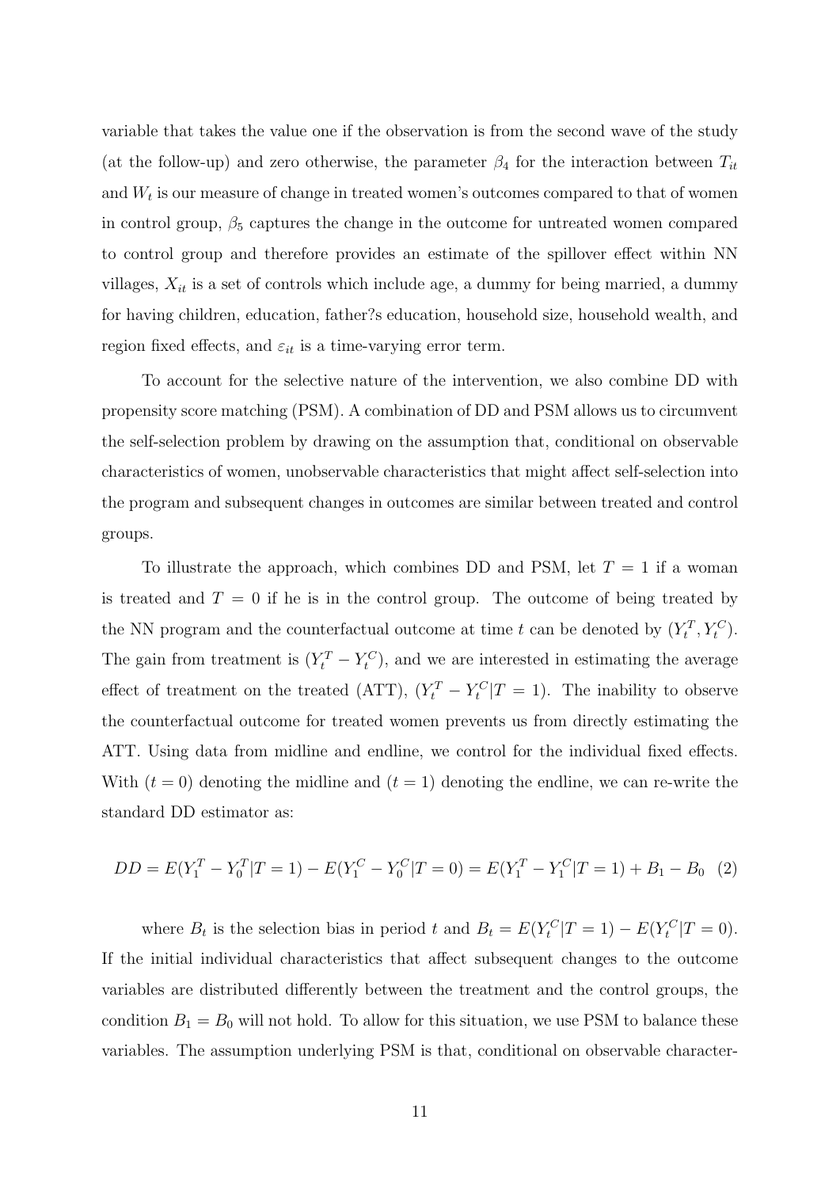variable that takes the value one if the observation is from the second wave of the study (at the follow-up) and zero otherwise, the parameter $\beta_4$ for the interaction between $T_{it}$ and $W_t$ is our measure of change in treated women's outcomes compared to that of women in control group, $\beta_5$ captures the change in the outcome for untreated women compared to control group and therefore provides an estimate of the spillover effect within NN villages, $X_{it}$ is a set of controls which include age, a dummy for being married, a dummy for having children, education, father?s education, household size, household wealth, and region fixed effects, and $\varepsilon_{it}$ is a time-varying error term.

To account for the selective nature of the intervention, we also combine DD with propensity score matching (PSM). A combination of DD and PSM allows us to circumvent the self-selection problem by drawing on the assumption that, conditional on observable characteristics of women, unobservable characteristics that might affect self-selection into the program and subsequent changes in outcomes are similar between treated and control groups.

To illustrate the approach, which combines DD and PSM, let $T = 1$ if a woman is treated and $T = 0$ if he is in the control group. The outcome of being treated by the NN program and the counterfactual outcome at time $t$ can be denoted by $(Y_t^T, Y_t^C)$. The gain from treatment is $(Y_t^T - Y_t^C)$, and we are interested in estimating the average effect of treatment on the treated (ATT), $(Y_t^T - Y_t^C | T = 1)$. The inability to observe the counterfactual outcome for treated women prevents us from directly estimating the ATT. Using data from midline and endline, we control for the individual fixed effects. With $(t = 0)$ denoting the midline and $(t = 1)$ denoting the endline, we can re-write the standard DD estimator as:

$$DD = E(Y_1^T - Y_0^T | T = 1) - E(Y_1^C - Y_0^C | T = 0) = E(Y_1^T - Y_1^C | T = 1) + B_1 - B_0 \quad (2)$$

where $B_t$ is the selection bias in period $t$ and $B_t = E(Y_t^C | T = 1) - E(Y_t^C | T = 0)$. If the initial individual characteristics that affect subsequent changes to the outcome variables are distributed differently between the treatment and the control groups, the condition $B_1 = B_0$ will not hold. To allow for this situation, we use PSM to balance these variables. The assumption underlying PSM is that, conditional on observable character-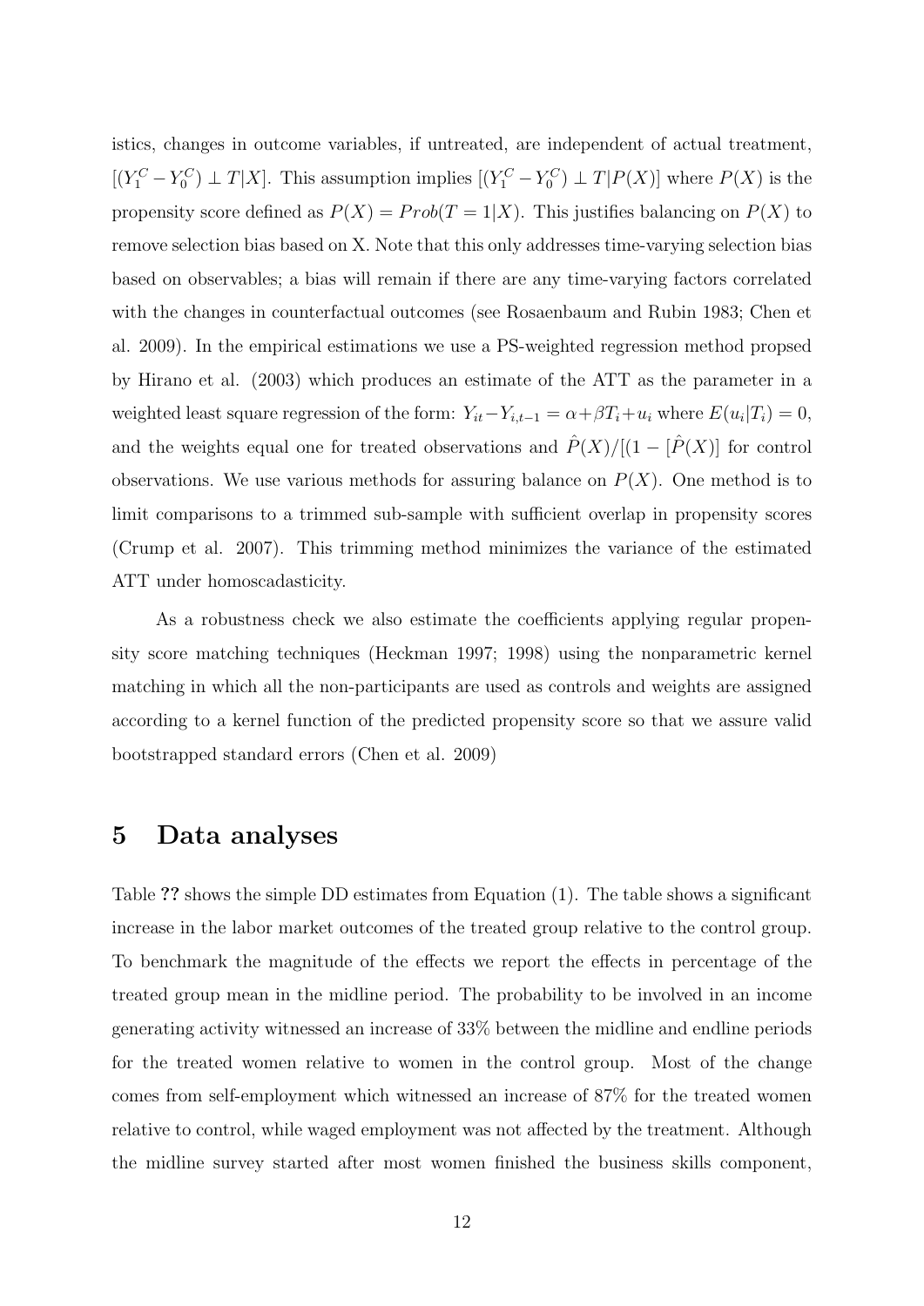istics, changes in outcome variables, if untreated, are independent of actual treatment, $[(Y_1^C - Y_0^C) \perp T|X]$. This assumption implies $[(Y_1^C - Y_0^C) \perp T|P(X)]$ where $P(X)$ is the propensity score defined as $P(X) = Prob(T = 1|X)$. This justifies balancing on $P(X)$ to remove selection bias based on X. Note that this only addresses time-varying selection bias based on observables; a bias will remain if there are any time-varying factors correlated with the changes in counterfactual outcomes (see Rosaenbaum and Rubin 1983; Chen et al. 2009). In the empirical estimations we use a PS-weighted regression method propsed by Hirano et al. (2003) which produces an estimate of the ATT as the parameter in a weighted least square regression of the form: $Y_{it} - Y_{i,t-1} = \alpha + \beta T_i + u_i$ where $E(u_i|T_i) = 0$, and the weights equal one for treated observations and $\hat{P}(X)/[(1 - [\hat{P}(X)]$ for control observations. We use various methods for assuring balance on $P(X)$. One method is to limit comparisons to a trimmed sub-sample with sufficient overlap in propensity scores (Crump et al. 2007). This trimming method minimizes the variance of the estimated ATT under homoscadasticity.

As a robustness check we also estimate the coefficients applying regular propensity score matching techniques (Heckman 1997; 1998) using the nonparametric kernel matching in which all the non-participants are used as controls and weights are assigned according to a kernel function of the predicted propensity score so that we assure valid bootstrapped standard errors (Chen et al. 2009)

# 5 Data analyses

Table **??** shows the simple DD estimates from Equation (1). The table shows a significant increase in the labor market outcomes of the treated group relative to the control group. To benchmark the magnitude of the effects we report the effects in percentage of the treated group mean in the midline period. The probability to be involved in an income generating activity witnessed an increase of 33% between the midline and endline periods for the treated women relative to women in the control group. Most of the change comes from self-employment which witnessed an increase of 87% for the treated women relative to control, while waged employment was not affected by the treatment. Although the midline survey started after most women finished the business skills component,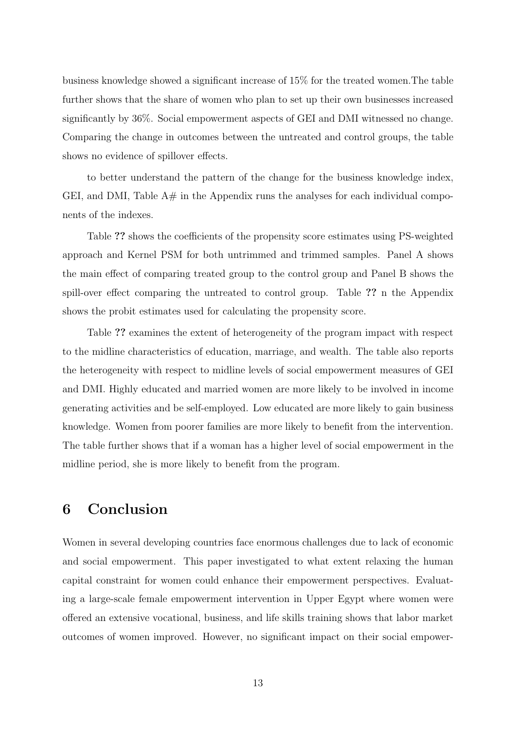business knowledge showed a significant increase of 15% for the treated women.The table further shows that the share of women who plan to set up their own businesses increased significantly by 36%. Social empowerment aspects of GEI and DMI witnessed no change. Comparing the change in outcomes between the untreated and control groups, the table shows no evidence of spillover effects.

to better understand the pattern of the change for the business knowledge index, GEI, and DMI, Table A# in the Appendix runs the analyses for each individual components of the indexes.

Table **??** shows the coefficients of the propensity score estimates using PS-weighted approach and Kernel PSM for both untrimmed and trimmed samples. Panel A shows the main effect of comparing treated group to the control group and Panel B shows the spill-over effect comparing the untreated to control group. Table **??** n the Appendix shows the probit estimates used for calculating the propensity score.

Table **??** examines the extent of heterogeneity of the program impact with respect to the midline characteristics of education, marriage, and wealth. The table also reports the heterogeneity with respect to midline levels of social empowerment measures of GEI and DMI. Highly educated and married women are more likely to be involved in income generating activities and be self-employed. Low educated are more likely to gain business knowledge. Women from poorer families are more likely to benefit from the intervention. The table further shows that if a woman has a higher level of social empowerment in the midline period, she is more likely to benefit from the program.

## 6 Conclusion

Women in several developing countries face enormous challenges due to lack of economic and social empowerment. This paper investigated to what extent relaxing the human capital constraint for women could enhance their empowerment perspectives. Evaluating a large-scale female empowerment intervention in Upper Egypt where women were offered an extensive vocational, business, and life skills training shows that labor market outcomes of women improved. However, no significant impact on their social empower-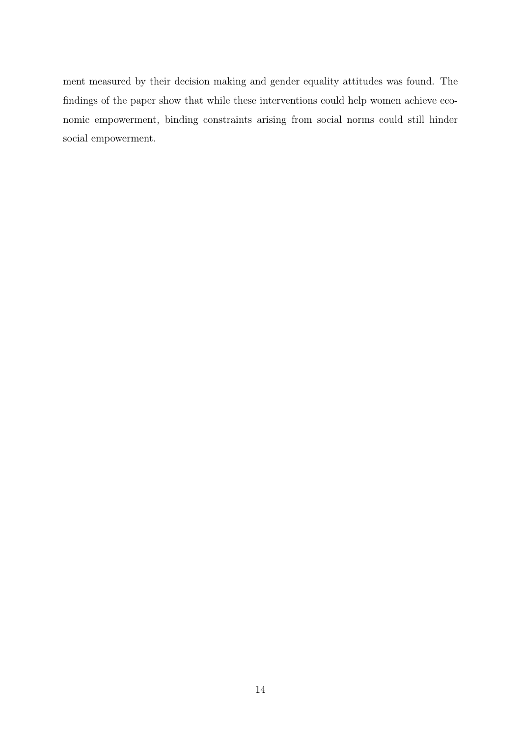ment measured by their decision making and gender equality attitudes was found. The findings of the paper show that while these interventions could help women achieve economic empowerment, binding constraints arising from social norms could still hinder social empowerment.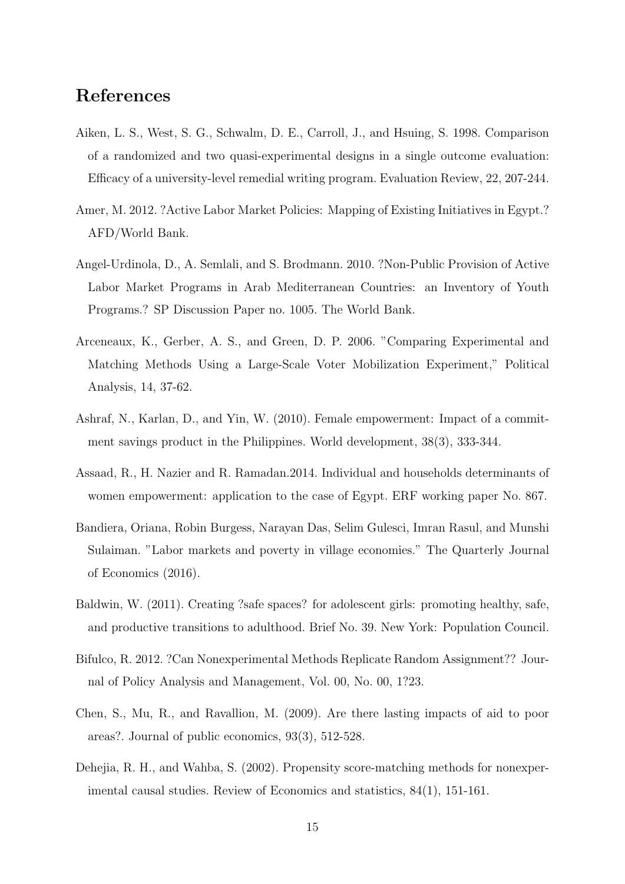## References

Aiken, L. S., West, S. G., Schwalm, D. E., Carroll, J., and Hsuing, S. 1998. Comparison of a randomized and two quasi-experimental designs in a single outcome evaluation: Efficacy of a university-level remedial writing program. Evaluation Review, 22, 207-244.

Amer, M. 2012. ?Active Labor Market Policies: Mapping of Existing Initiatives in Egypt.? AFD/World Bank.

Angel-Urdinola, D., A. Semlali, and S. Brodmann. 2010. ?Non-Public Provision of Active Labor Market Programs in Arab Mediterranean Countries: an Inventory of Youth Programs.? SP Discussion Paper no. 1005. The World Bank.

Arceneaux, K., Gerber, A. S., and Green, D. P. 2006. "Comparing Experimental and Matching Methods Using a Large-Scale Voter Mobilization Experiment," Political Analysis, 14, 37-62.

Ashraf, N., Karlan, D., and Yin, W. (2010). Female empowerment: Impact of a commitment savings product in the Philippines. World development, 38(3), 333-344.

Assaad, R., H. Nazier and R. Ramadan.2014. Individual and households determinants of women empowerment: application to the case of Egypt. ERF working paper No. 867.

Bandiera, Oriana, Robin Burgess, Narayan Das, Selim Gulesci, Imran Rasul, and Munshi Sulaiman. "Labor markets and poverty in village economies." The Quarterly Journal of Economics (2016).

Baldwin, W. (2011). Creating ?safe spaces? for adolescent girls: promoting healthy, safe, and productive transitions to adulthood. Brief No. 39. New York: Population Council.

Bifulco, R. 2012. ?Can Nonexperimental Methods Replicate Random Assignment?? Journal of Policy Analysis and Management, Vol. 00, No. 00, 1?23.

Chen, S., Mu, R., and Ravallion, M. (2009). Are there lasting impacts of aid to poor areas?. Journal of public economics, 93(3), 512-528.

Dehejia, R. H., and Wahba, S. (2002). Propensity score-matching methods for nonexperimental causal studies. Review of Economics and statistics, 84(1), 151-161.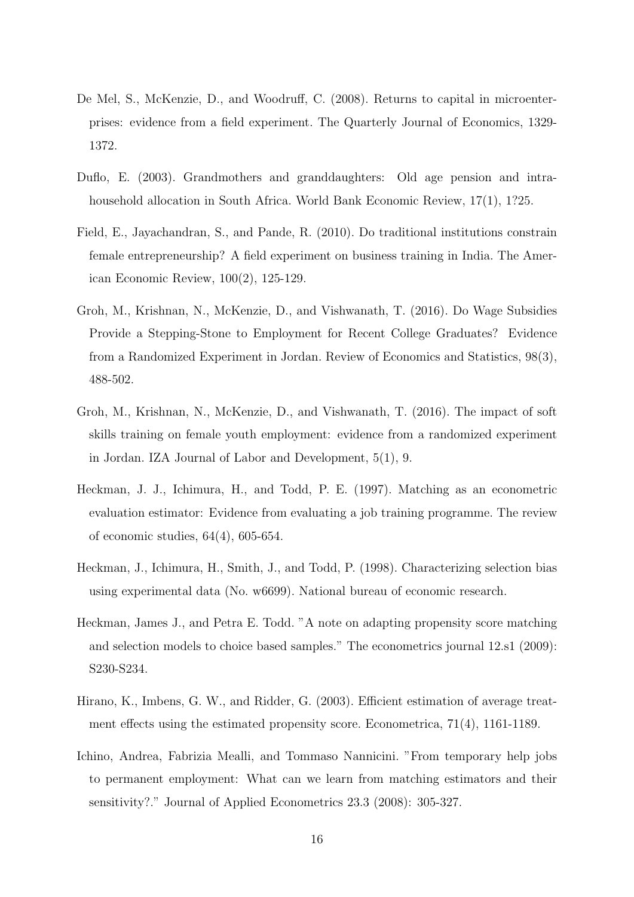De Mel, S., McKenzie, D., and Woodruff, C. (2008). Returns to capital in microenterprises: evidence from a field experiment. The Quarterly Journal of Economics, 1329-1372.

Duflo, E. (2003). Grandmothers and granddaughters: Old age pension and intrahousehold allocation in South Africa. World Bank Economic Review, 17(1), 1?25.

Field, E., Jayachandran, S., and Pande, R. (2010). Do traditional institutions constrain female entrepreneurship? A field experiment on business training in India. The American Economic Review, 100(2), 125-129.

Groh, M., Krishnan, N., McKenzie, D., and Vishwanath, T. (2016). Do Wage Subsidies Provide a Stepping-Stone to Employment for Recent College Graduates? Evidence from a Randomized Experiment in Jordan. Review of Economics and Statistics, 98(3), 488-502.

Groh, M., Krishnan, N., McKenzie, D., and Vishwanath, T. (2016). The impact of soft skills training on female youth employment: evidence from a randomized experiment in Jordan. IZA Journal of Labor and Development, 5(1), 9.

Heckman, J. J., Ichimura, H., and Todd, P. E. (1997). Matching as an econometric evaluation estimator: Evidence from evaluating a job training programme. The review of economic studies, 64(4), 605-654.

Heckman, J., Ichimura, H., Smith, J., and Todd, P. (1998). Characterizing selection bias using experimental data (No. w6699). National bureau of economic research.

Heckman, James J., and Petra E. Todd. "A note on adapting propensity score matching and selection models to choice based samples." The econometrics journal 12.s1 (2009): S230-S234.

Hirano, K., Imbens, G. W., and Ridder, G. (2003). Efficient estimation of average treatment effects using the estimated propensity score. Econometrica, 71(4), 1161-1189.

Ichino, Andrea, Fabrizia Mealli, and Tommaso Nannicini. "From temporary help jobs to permanent employment: What can we learn from matching estimators and their sensitivity?." Journal of Applied Econometrics 23.3 (2008): 305-327.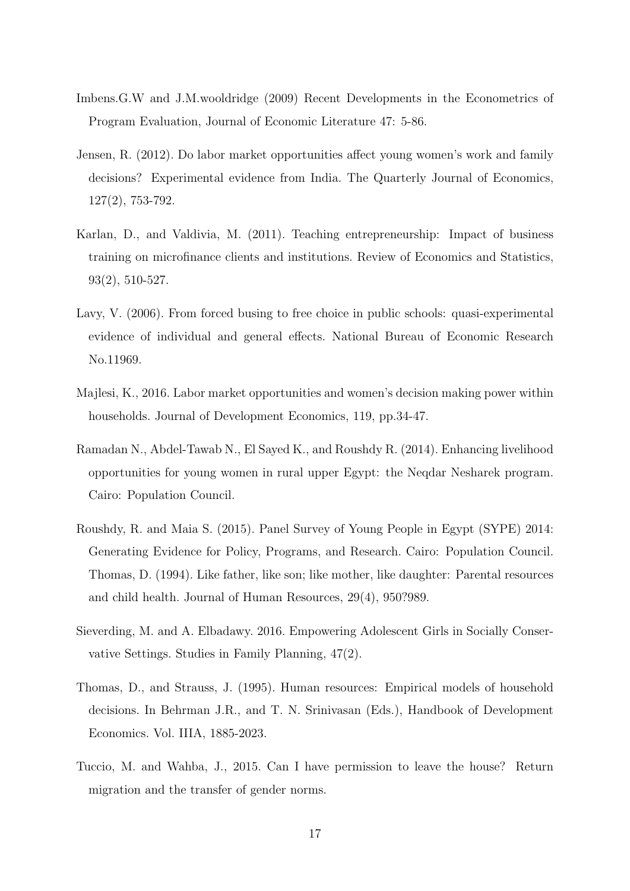Imbens.G.W and J.M.wooldridge (2009) Recent Developments in the Econometrics of Program Evaluation, Journal of Economic Literature 47: 5-86.

Jensen, R. (2012). Do labor market opportunities affect young women's work and family decisions? Experimental evidence from India. The Quarterly Journal of Economics, 127(2), 753-792.

Karlan, D., and Valdivia, M. (2011). Teaching entrepreneurship: Impact of business training on microfinance clients and institutions. Review of Economics and Statistics, 93(2), 510-527.

Lavy, V. (2006). From forced busing to free choice in public schools: quasi-experimental evidence of individual and general effects. National Bureau of Economic Research No.11969.

Majlesi, K., 2016. Labor market opportunities and women's decision making power within households. Journal of Development Economics, 119, pp.34-47.

Ramadan N., Abdel-Tawab N., El Sayed K., and Roushdy R. (2014). Enhancing livelihood opportunities for young women in rural upper Egypt: the Neqdar Nesharek program. Cairo: Population Council.

Roushdy, R. and Maia S. (2015). Panel Survey of Young People in Egypt (SYPE) 2014: Generating Evidence for Policy, Programs, and Research. Cairo: Population Council. Thomas, D. (1994). Like father, like son; like mother, like daughter: Parental resources and child health. Journal of Human Resources, 29(4), 950?989.

Sieverding, M. and A. Elbadawy. 2016. Empowering Adolescent Girls in Socially Conservative Settings. Studies in Family Planning, 47(2).

Thomas, D., and Strauss, J. (1995). Human resources: Empirical models of household decisions. In Behrman J.R., and T. N. Srinivasan (Eds.), Handbook of Development Economics. Vol. IIIA, 1885-2023.

Tuccio, M. and Wahba, J., 2015. Can I have permission to leave the house? Return migration and the transfer of gender norms.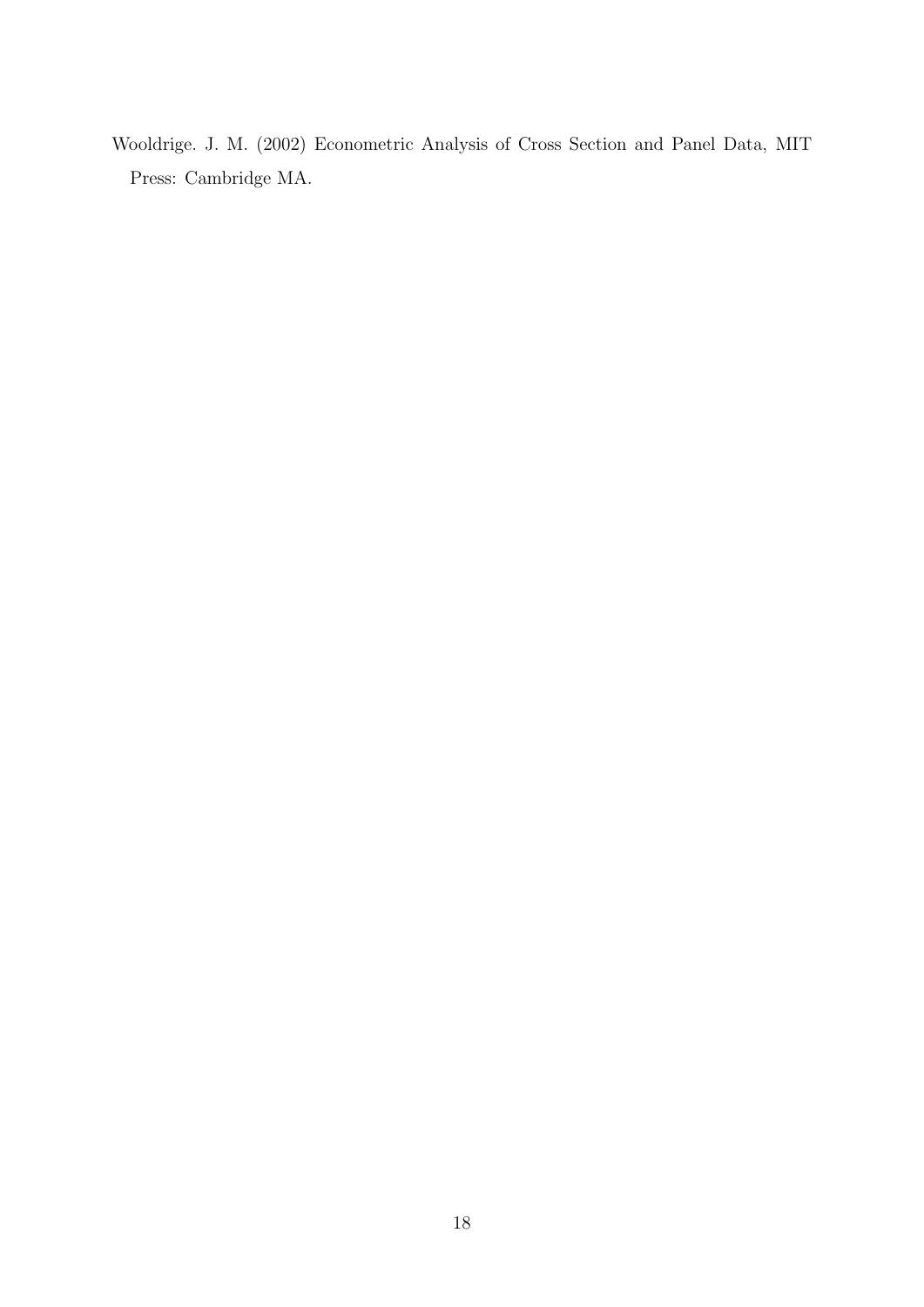Wooldrige. J. M. (2002) Econometric Analysis of Cross Section and Panel Data, MIT Press: Cambridge MA.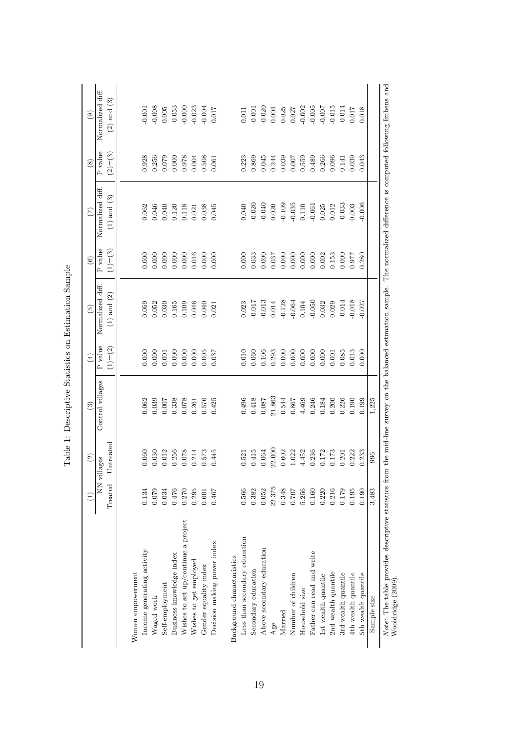Table 1: Descriptive Statistics on Estimation Sample

| | (1) | (2) | (3) | (4) | (5) | (6) | (7) | (8) | (9) |
|---|---|---|---|---|---|---|---|---|---|
| | NN villages | | Control villages | P value | Normalized diff. | P value | Normalized diff. | P value | Normalized diff. |
| | Treated | Untreated | | (1)=(2) | (1) and (2) | (1)=(3) | (1) and (3) | (2)=(3) | (2) and (3) |
| Women empowerment | | | | | | | | | |
| Income generating activity | 0.134 | 0.060 | 0.062 | 0.000 | 0.059 | 0.000 | 0.062 | 0.928 | -0.001 |
| Waged work | 0.079 | 0.030 | 0.039 | 0.000 | 0.052 | 0.000 | 0.046 | 0.256 | -0.008 |
| Self-employment | 0.034 | 0.012 | 0.007 | 0.001 | 0.030 | 0.000 | 0.040 | 0.079 | 0.005 |
| Business knowledge index | 0.476 | 0.256 | 0.338 | 0.000 | 0.165 | 0.000 | 0.120 | 0.000 | -0.053 |
| Wishes to set up/continue a project | 0.270 | 0.078 | 0.078 | 0.000 | 0.109 | 0.000 | 0.118 | 0.978 | -0.000 |
| Wishes to get employed | 0.295 | 0.214 | 0.261 | 0.000 | 0.046 | 0.016 | 0.021 | 0.004 | -0.023 |
| Gender equality index | 0.601 | 0.573 | 0.576 | 0.005 | 0.040 | 0.000 | 0.038 | 0.508 | -0.004 |
| Decision making power index | 0.467 | 0.445 | 0.425 | 0.037 | 0.021 | 0.000 | 0.045 | 0.061 | 0.017 |
| Background characteristics | | | | | | | | | |
| Less than secondary education | 0.566 | 0.521 | 0.496 | 0.010 | 0.023 | 0.000 | 0.040 | 0.223 | 0.011 |
| Secondary education | 0.382 | 0.415 | 0.418 | 0.060 | -0.017 | 0.033 | -0.020 | 0.869 | -0.001 |
| Above secondary education | 0.052 | 0.064 | 0.087 | 0.106 | -0.013 | 0.000 | -0.040 | 0.045 | -0.020 |
| Age | 22.375 | 22.000 | 21.863 | 0.293 | 0.014 | 0.037 | 0.020 | 0.244 | 0.004 |
| Married | 0.348 | 0.602 | 0.544 | 0.000 | -0.128 | 0.000 | -0.109 | 0.039 | 0.025 |
| Number of children | 0.707 | 1.022 | 0.867 | 0.000 | -0.064 | 0.000 | -0.035 | 0.007 | 0.027 |
| Household size | 5.256 | 4.452 | 4.469 | 0.000 | 0.104 | 0.000 | 0.110 | 0.559 | -0.002 |
| Father can read and write | 0.160 | 0.236 | 0.246 | 0.000 | -0.050 | 0.000 | -0.061 | 0.489 | -0.005 |
| 1st wealth quantile | 0.220 | 0.172 | 0.184 | 0.000 | 0.032 | 0.002 | 0.025 | 0.266 | -0.007 |
| 2nd wealth quantile | 0.216 | 0.173 | 0.200 | 0.001 | 0.029 | 0.153 | 0.012 | 0.096 | -0.015 |
| 3rd wealth quantile | 0.179 | 0.201 | 0.226 | 0.085 | -0.014 | 0.000 | -0.033 | 0.141 | -0.014 |
| 4th wealth quantile | 0.195 | 0.222 | 0.190 | 0.013 | -0.018 | 0.977 | 0.003 | 0.039 | 0.017 |
| 5th wealth quantile | 0.190 | 0.233 | 0.199 | 0.000 | -0.027 | 0.280 | -0.006 | 0.043 | 0.018 |
| Sample size | 3,483 | 996 | 1,225 | | | | | | |

*Note:* The table provides descriptive statistics from the mid-line survey on the balanced estimation sample. The normalized difference is computed following Imbens and Wooldridge (2009).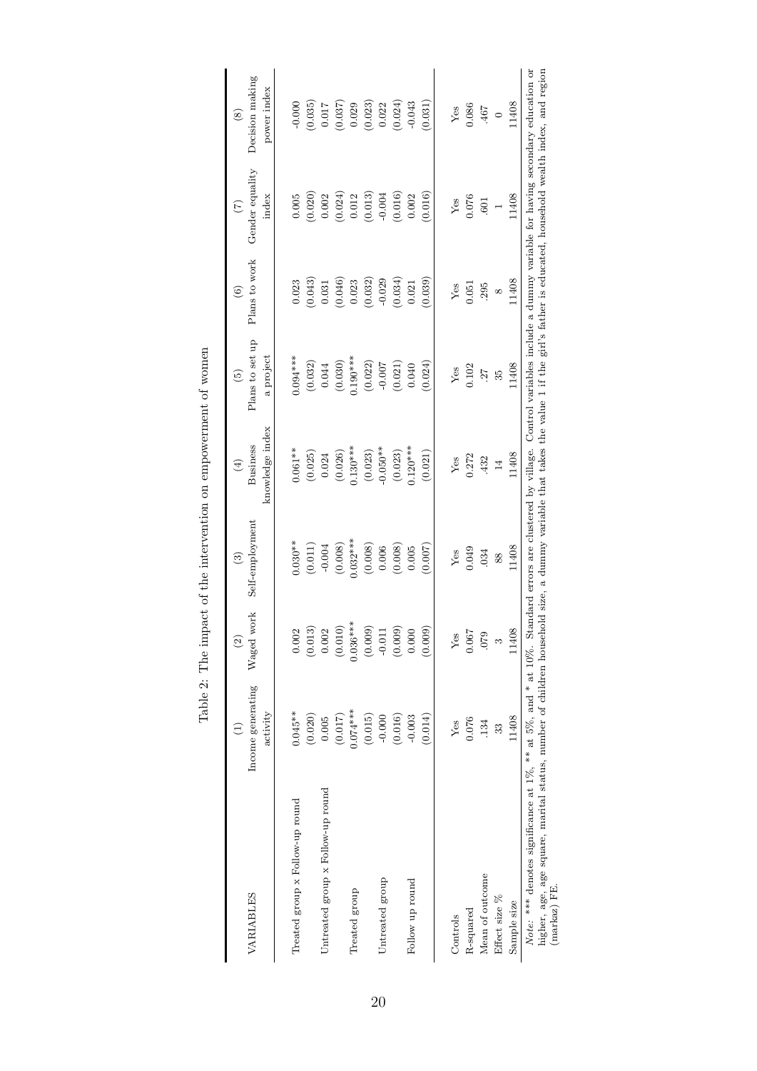Table 2: The impact of the intervention on empowerment of women

| VARIABLES | (1) Income generating activity | (2) Waged work | (3) Self-employment | (4) Business knowledge index | (5) Plans to set up a project | (6) Plans to work | (7) Gender equality index | (8) Decision making power index |
|---|---|---|---|---|---|---|---|---|
| Treated group x Follow-up round | 0.045** | 0.002 | 0.030** | 0.061** | 0.094*** | 0.023 | 0.005 | -0.000 |
| | (0.020) | (0.013) | (0.011) | (0.025) | (0.032) | (0.043) | (0.020) | (0.035) |
| Untreated group x Follow-up round | 0.005 | 0.002 | -0.004 | 0.024 | 0.044 | 0.031 | 0.002 | 0.017 |
| | (0.017) | (0.010) | (0.008) | (0.026) | (0.030) | (0.046) | (0.024) | (0.037) |
| Treated group | 0.074*** | 0.036*** | 0.032*** | 0.130*** | 0.190*** | 0.023 | 0.012 | 0.029 |
| | (0.015) | (0.009) | (0.008) | (0.023) | (0.022) | (0.032) | (0.013) | (0.023) |
| Untreated group | -0.000 | -0.011 | 0.006 | -0.050** | -0.007 | -0.029 | -0.004 | 0.022 |
| | (0.016) | (0.009) | (0.008) | (0.023) | (0.021) | (0.034) | (0.016) | (0.024) |
| Follow up round | -0.003 | 0.000 | 0.005 | 0.120*** | 0.040 | 0.021 | 0.002 | -0.043 |
| | (0.014) | (0.009) | (0.007) | (0.021) | (0.024) | (0.039) | (0.016) | (0.031) |
| Controls | Yes | Yes | Yes | Yes | Yes | Yes | Yes | Yes |
| R-squared | 0.076 | 0.067 | 0.049 | 0.272 | 0.102 | 0.051 | 0.076 | 0.086 |
| Mean of outcome | .134 | .079 | .034 | .432 | .27 | .295 | .601 | .467 |
| Effect size % | 33 | 3 | 88 | 14 | 35 | 8 | 1 | 0 |
| Sample size | 11408 | 11408 | 11408 | 11408 | 11408 | 11408 | 11408 | 11408 |

*Note:* *** denotes significance at 1%, ** at 5%, and * at 10%. Standard errors are clustered by village. Control variables include a dummy variable for having secondary education or higher, age, age square, marital status, number of children household size, a dummy variable that takes the value 1 if the girl's father is educated, household wealth index, and region (markaz) FE.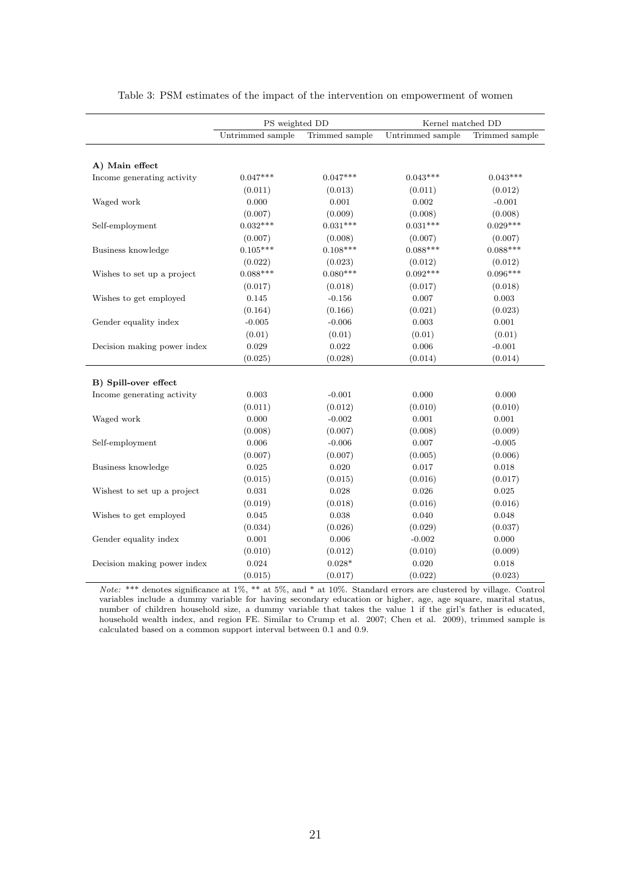Table 3: PSM estimates of the impact of the intervention on empowerment of women

| | PS weighted DD | | Kernel matched DD | |
|---|---|---|---|---|
| | Untrimmed sample | Trimmed sample | Untrimmed sample | Trimmed sample |
| **A) Main effect** | | | | |
| Income generating activity | 0.047*** | 0.047*** | 0.043*** | 0.043*** |
| | (0.011) | (0.013) | (0.011) | (0.012) |
| Waged work | 0.000 | 0.001 | 0.002 | -0.001 |
| | (0.007) | (0.009) | (0.008) | (0.008) |
| Self-employment | 0.032*** | 0.031*** | 0.031*** | 0.029*** |
| | (0.007) | (0.008) | (0.007) | (0.007) |
| Business knowledge | 0.105*** | 0.108*** | 0.088*** | 0.088*** |
| | (0.022) | (0.023) | (0.012) | (0.012) |
| Wishes to set up a project | 0.088*** | 0.080*** | 0.092*** | 0.096*** |
| | (0.017) | (0.018) | (0.017) | (0.018) |
| Wishes to get employed | 0.145 | -0.156 | 0.007 | 0.003 |
| | (0.164) | (0.166) | (0.021) | (0.023) |
| Gender equality index | -0.005 | -0.006 | 0.003 | 0.001 |
| | (0.01) | (0.01) | (0.01) | (0.01) |
| Decision making power index | 0.029 | 0.022 | 0.006 | -0.001 |
| | (0.025) | (0.028) | (0.014) | (0.014) |
| **B) Spill-over effect** | | | | |
| Income generating activity | 0.003 | -0.001 | 0.000 | 0.000 |
| | (0.011) | (0.012) | (0.010) | (0.010) |
| Waged work | 0.000 | -0.002 | 0.001 | 0.001 |
| | (0.008) | (0.007) | (0.008) | (0.009) |
| Self-employment | 0.006 | -0.006 | 0.007 | -0.005 |
| | (0.007) | (0.007) | (0.005) | (0.006) |
| Business knowledge | 0.025 | 0.020 | 0.017 | 0.018 |
| | (0.015) | (0.015) | (0.016) | (0.017) |
| Wishest to set up a project | 0.031 | 0.028 | 0.026 | 0.025 |
| | (0.019) | (0.018) | (0.016) | (0.016) |
| Wishes to get employed | 0.045 | 0.038 | 0.040 | 0.048 |
| | (0.034) | (0.026) | (0.029) | (0.037) |
| Gender equality index | 0.001 | 0.006 | -0.002 | 0.000 |
| | (0.010) | (0.012) | (0.010) | (0.009) |
| Decision making power index | 0.024 | 0.028* | 0.020 | 0.018 |
| | (0.015) | (0.017) | (0.022) | (0.023) |

*Note:* *** denotes significance at 1%, ** at 5%, and * at 10%. Standard errors are clustered by village. Control variables include a dummy variable for having secondary education or higher, age, age square, marital status, number of children household size, a dummy variable that takes the value 1 if the girl's father is educated, household wealth index, and region FE. Similar to Crump et al. 2007; Chen et al. 2009), trimmed sample is calculated based on a common support interval between 0.1 and 0.9.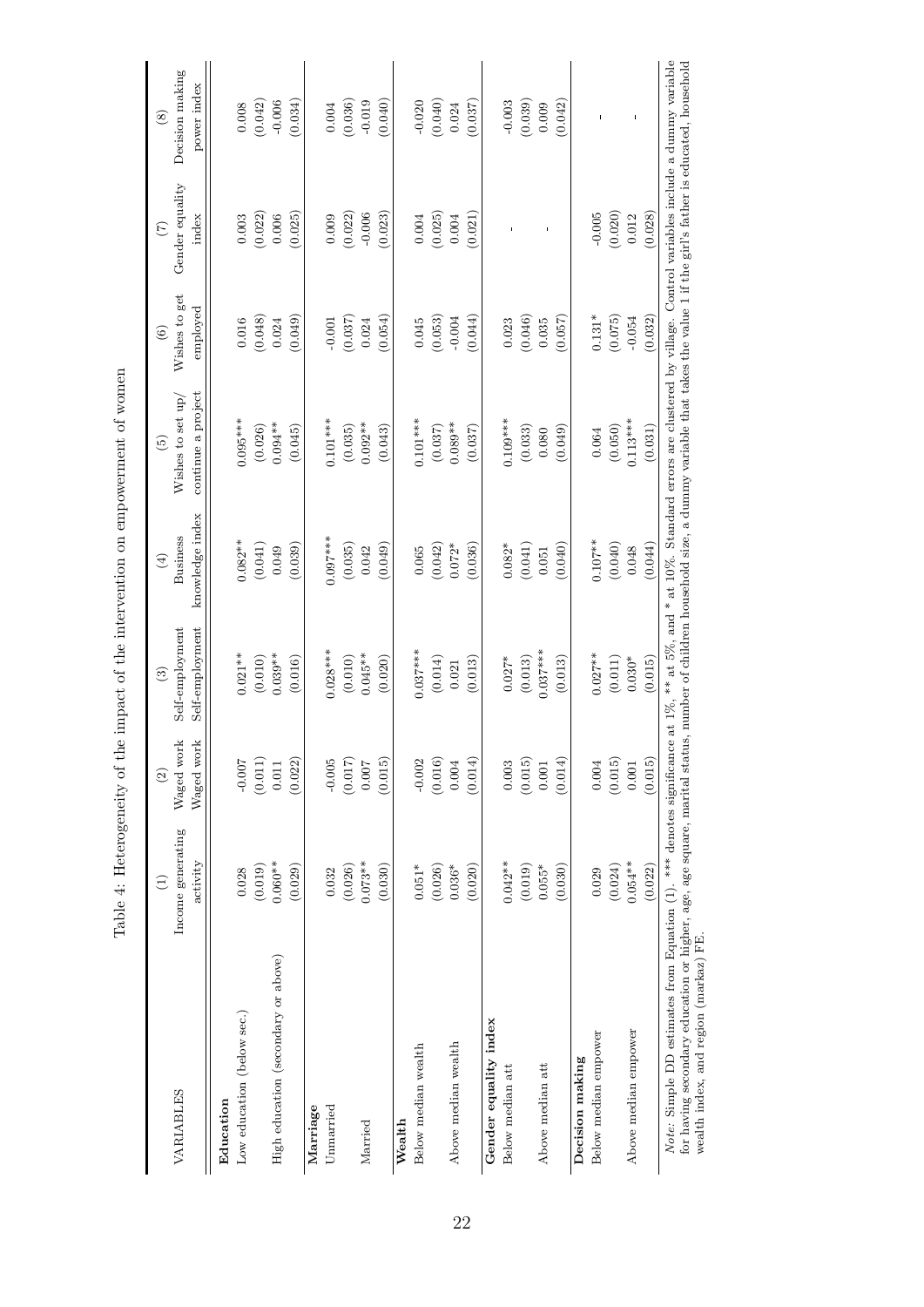Table 4: Heterogeneity of the impact of the intervention on empowerment of women

| VARIABLES | (1) Income generating activity | (2) Waged work Waged work | (3) Self-employment Self-employment | (4) Business knowledge index | (5) Wishes to set up/ continue a project | (6) Wishes to get employed | (7) Gender equality index | (8) Decision making power index |
|---|---|---|---|---|---|---|---|---|
| **Education** | | | | | | | | |
| Low education (below sec.) | 0.028 | -0.007 | 0.021** | 0.082** | 0.095*** | 0.016 | 0.003 | 0.008 |
| | (0.019) | (0.011) | (0.010) | (0.041) | (0.026) | (0.048) | (0.022) | (0.042) |
| High education (secondary or above) | 0.060** | 0.011 | 0.039** | 0.049 | 0.094** | 0.024 | 0.006 | -0.006 |
| | (0.029) | (0.022) | (0.016) | (0.039) | (0.045) | (0.049) | (0.025) | (0.034) |
| **Marriage** | | | | | | | | |
| Unmarried | 0.032 | -0.005 | 0.028*** | 0.097*** | 0.101*** | -0.001 | 0.009 | 0.004 |
| | (0.026) | (0.017) | (0.010) | (0.035) | (0.035) | (0.037) | (0.022) | (0.036) |
| Married | 0.073** | 0.007 | 0.045** | 0.042 | 0.092** | 0.024 | -0.006 | -0.019 |
| | (0.030) | (0.015) | (0.020) | (0.049) | (0.043) | (0.054) | (0.023) | (0.040) |
| **Wealth** | | | | | | | | |
| Below median wealth | 0.051* | -0.002 | 0.037*** | 0.065 | 0.101*** | 0.045 | 0.004 | -0.020 |
| | (0.026) | (0.016) | (0.014) | (0.042) | (0.037) | (0.053) | (0.025) | (0.040) |
| Above median wealth | 0.036* | 0.004 | 0.021 | 0.072* | 0.089** | -0.004 | 0.004 | 0.024 |
| | (0.020) | (0.014) | (0.013) | (0.036) | (0.037) | (0.044) | (0.021) | (0.037) |
| **Gender equality index** | | | | | | | | |
| Below median att | 0.042** | 0.003 | 0.027* | 0.082* | 0.109*** | 0.023 | - | -0.003 |
| | (0.019) | (0.015) | (0.013) | (0.041) | (0.033) | (0.046) | | (0.039) |
| Above median att | 0.055* | 0.001 | 0.037*** | 0.051 | 0.080 | 0.035 | - | 0.009 |
| | (0.030) | (0.014) | (0.013) | (0.040) | (0.049) | (0.057) | | (0.042) |
| **Decision making** | | | | | | | | |
| Below median empower | 0.029 | 0.004 | 0.027** | 0.107** | 0.064 | 0.131* | -0.005 | - |
| | (0.024) | (0.015) | (0.011) | (0.040) | (0.050) | (0.075) | (0.020) | |
| Above median empower | 0.054** | 0.001 | 0.030* | 0.048 | 0.113*** | -0.054 | 0.012 | - |
| | (0.022) | (0.015) | (0.015) | (0.044) | (0.031) | (0.032) | (0.028) | |

*Note*: Simple DD estimates from Equation (1). *** denotes significance at 1%, ** at 5%, and * at 10%. Standard errors are clustered by village. Control variables include a dummy variable for having secondary education or higher, age, age square, marital status, number of children household size, a dummy variable that takes the value 1 if the girl's father is educated, household wealth index, and region (markaz) FE.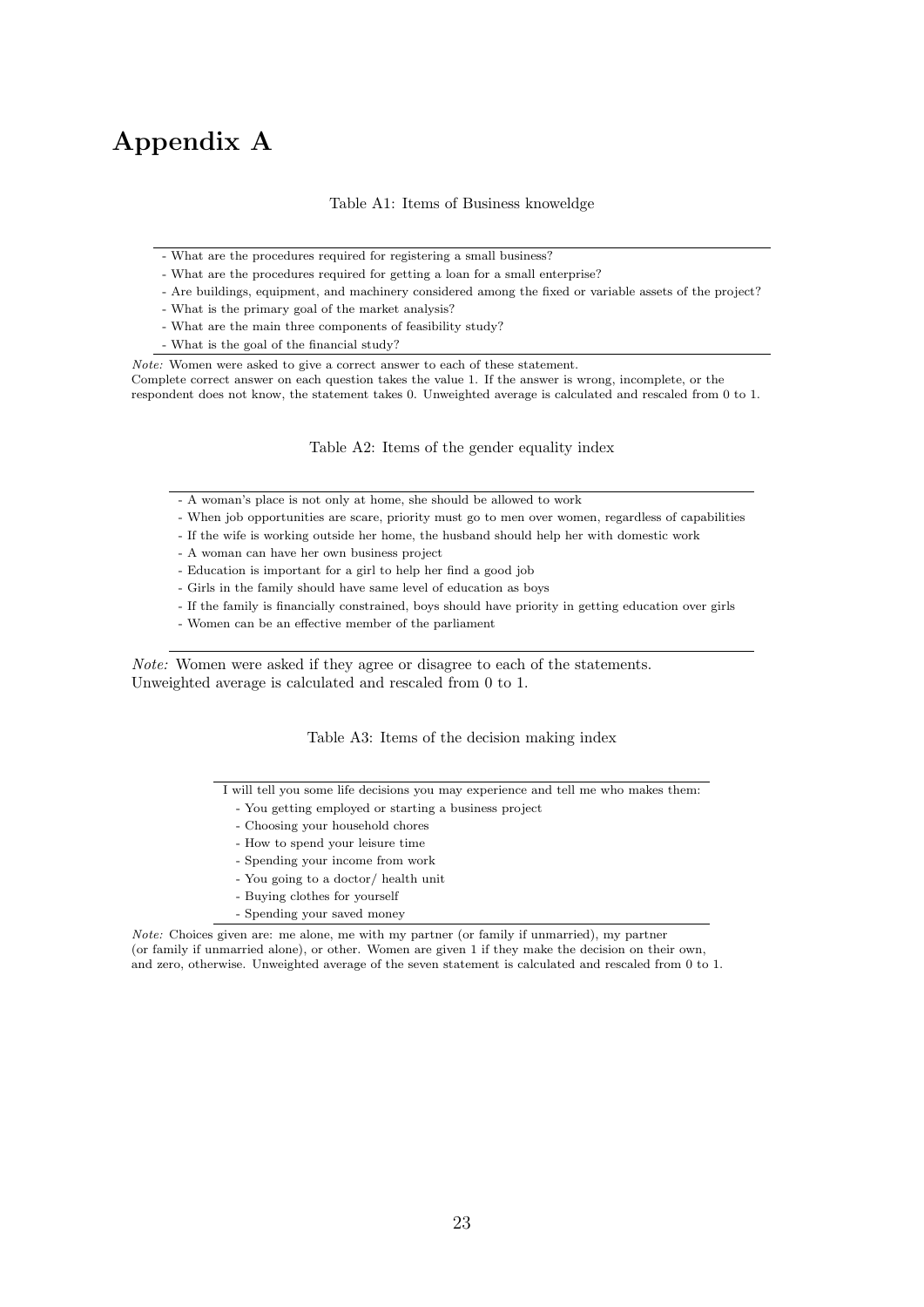# Appendix A

Table A1: Items of Business knoweldge

| |
|---|
| - What are the procedures required for registering a small business? |
| - What are the procedures required for getting a loan for a small enterprise? |
| - Are buildings, equipment, and machinery considered among the fixed or variable assets of the project? |
| - What is the primary goal of the market analysis? |
| - What are the main three components of feasibility study? |
| - What is the goal of the financial study? |

*Note:* Women were asked to give a correct answer to each of these statement.
Complete correct answer on each question takes the value 1. If the answer is wrong, incomplete, or the respondent does not know, the statement takes 0. Unweighted average is calculated and rescaled from 0 to 1.

Table A2: Items of the gender equality index

| |
|---|
| - A woman's place is not only at home, she should be allowed to work |
| - When job opportunities are scare, priority must go to men over women, regardless of capabilities |
| - If the wife is working outside her home, the husband should help her with domestic work |
| - A woman can have her own business project |
| - Education is important for a girl to help her find a good job |
| - Girls in the family should have same level of education as boys |
| - If the family is financially constrained, boys should have priority in getting education over girls |
| - Women can be an effective member of the parliament |

*Note:* Women were asked if they agree or disagree to each of the statements.
Unweighted average is calculated and rescaled from 0 to 1.

Table A3: Items of the decision making index

| |
|---|
| I will tell you some life decisions you may experience and tell me who makes them: |
| - You getting employed or starting a business project |
| - Choosing your household chores |
| - How to spend your leisure time |
| - Spending your income from work |
| - You going to a doctor/ health unit |
| - Buying clothes for yourself |
| - Spending your saved money |

*Note:* Choices given are: me alone, me with my partner (or family if unmarried), my partner (or family if unmarried alone), or other. Women are given 1 if they make the decision on their own, and zero, otherwise. Unweighted average of the seven statement is calculated and rescaled from 0 to 1.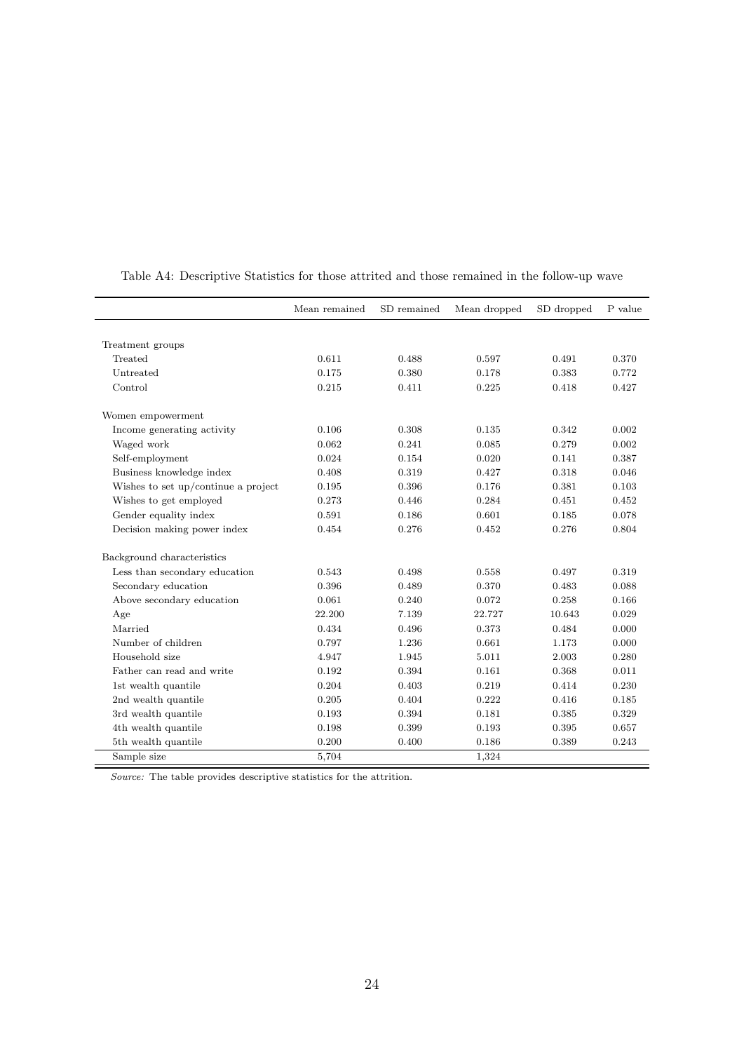Table A4: Descriptive Statistics for those attrited and those remained in the follow-up wave

| | Mean remained | SD remained | Mean dropped | SD dropped | P value |
|---|---|---|---|---|---|
| Treatment groups | | | | | |
| Treated | 0.611 | 0.488 | 0.597 | 0.491 | 0.370 |
| Untreated | 0.175 | 0.380 | 0.178 | 0.383 | 0.772 |
| Control | 0.215 | 0.411 | 0.225 | 0.418 | 0.427 |
| Women empowerment | | | | | |
| Income generating activity | 0.106 | 0.308 | 0.135 | 0.342 | 0.002 |
| Waged work | 0.062 | 0.241 | 0.085 | 0.279 | 0.002 |
| Self-employment | 0.024 | 0.154 | 0.020 | 0.141 | 0.387 |
| Business knowledge index | 0.408 | 0.319 | 0.427 | 0.318 | 0.046 |
| Wishes to set up/continue a project | 0.195 | 0.396 | 0.176 | 0.381 | 0.103 |
| Wishes to get employed | 0.273 | 0.446 | 0.284 | 0.451 | 0.452 |
| Gender equality index | 0.591 | 0.186 | 0.601 | 0.185 | 0.078 |
| Decision making power index | 0.454 | 0.276 | 0.452 | 0.276 | 0.804 |
| Background characteristics | | | | | |
| Less than secondary education | 0.543 | 0.498 | 0.558 | 0.497 | 0.319 |
| Secondary education | 0.396 | 0.489 | 0.370 | 0.483 | 0.088 |
| Above secondary education | 0.061 | 0.240 | 0.072 | 0.258 | 0.166 |
| Age | 22.200 | 7.139 | 22.727 | 10.643 | 0.029 |
| Married | 0.434 | 0.496 | 0.373 | 0.484 | 0.000 |
| Number of children | 0.797 | 1.236 | 0.661 | 1.173 | 0.000 |
| Household size | 4.947 | 1.945 | 5.011 | 2.003 | 0.280 |
| Father can read and write | 0.192 | 0.394 | 0.161 | 0.368 | 0.011 |
| 1st wealth quantile | 0.204 | 0.403 | 0.219 | 0.414 | 0.230 |
| 2nd wealth quantile | 0.205 | 0.404 | 0.222 | 0.416 | 0.185 |
| 3rd wealth quantile | 0.193 | 0.394 | 0.181 | 0.385 | 0.329 |
| 4th wealth quantile | 0.198 | 0.399 | 0.193 | 0.395 | 0.657 |
| 5th wealth quantile | 0.200 | 0.400 | 0.186 | 0.389 | 0.243 |
| Sample size | 5,704 | | 1,324 | | |

*Source:* The table provides descriptive statistics for the attrition.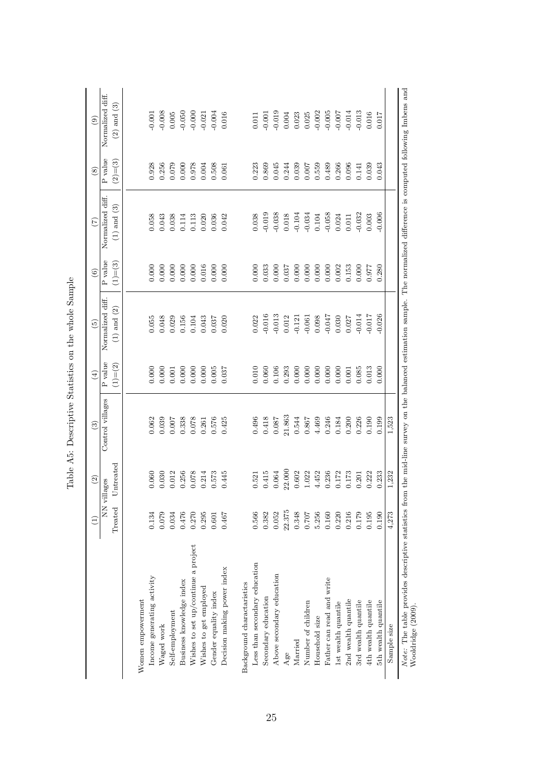Table A5: Descriptive Statistics on the whole Sample

| | (1) | (2) | (3) | (4) | (5) | (6) | (7) | (8) | (9) |
|---|---|---|---|---|---|---|---|---|---|
| | NN villages | | Control villages | P value | Normalized diff. | P value | Normalized diff. | P value | Normalized diff. |
| | Treated | Untreated | | (1)=(2) | (1) and (2) | (1)=(3) | (1) and (3) | (2)=(3) | (2) and (3) |
| Women empowerment | | | | | | | | | |
| Income generating activity | 0.134 | 0.060 | 0.062 | 0.000 | 0.055 | 0.000 | 0.058 | 0.928 | -0.001 |
| Waged work | 0.079 | 0.030 | 0.039 | 0.000 | 0.048 | 0.000 | 0.043 | 0.256 | -0.008 |
| Self-employment | 0.034 | 0.012 | 0.007 | 0.001 | 0.029 | 0.000 | 0.038 | 0.079 | 0.005 |
| Business knowledge index | 0.476 | 0.256 | 0.338 | 0.000 | 0.156 | 0.000 | 0.114 | 0.000 | -0.050 |
| Wishes to set up/continue a project | 0.270 | 0.078 | 0.078 | 0.000 | 0.104 | 0.000 | 0.113 | 0.978 | -0.000 |
| Wishes to get employed | 0.295 | 0.214 | 0.261 | 0.000 | 0.043 | 0.016 | 0.020 | 0.004 | -0.021 |
| Gender equality index | 0.601 | 0.573 | 0.576 | 0.005 | 0.037 | 0.000 | 0.036 | 0.508 | -0.004 |
| Decision making power index | 0.467 | 0.445 | 0.425 | 0.037 | 0.020 | 0.000 | 0.042 | 0.061 | 0.016 |
| Background charactaristics | | | | | | | | | |
| Less than secondary education | 0.566 | 0.521 | 0.496 | 0.010 | 0.022 | 0.000 | 0.038 | 0.223 | 0.011 |
| Secondary education | 0.382 | 0.415 | 0.418 | 0.060 | -0.016 | 0.033 | -0.019 | 0.869 | -0.001 |
| Above secondary education | 0.052 | 0.064 | 0.087 | 0.106 | -0.013 | 0.000 | -0.038 | 0.045 | -0.019 |
| Age | 22.375 | 22.000 | 21.863 | 0.293 | 0.012 | 0.037 | 0.018 | 0.244 | 0.004 |
| Married | 0.348 | 0.602 | 0.544 | 0.000 | -0.121 | 0.000 | -0.104 | 0.039 | 0.023 |
| Number of children | 0.707 | 1.022 | 0.867 | 0.000 | -0.061 | 0.000 | -0.034 | 0.007 | 0.025 |
| Household size | 5.256 | 4.452 | 4.469 | 0.000 | 0.098 | 0.000 | 0.104 | 0.559 | -0.002 |
| Father can read and write | 0.160 | 0.236 | 0.246 | 0.000 | -0.047 | 0.000 | -0.058 | 0.489 | -0.005 |
| 1st wealth quantile | 0.220 | 0.172 | 0.184 | 0.000 | 0.030 | 0.002 | 0.024 | 0.266 | -0.007 |
| 2nd wealth quantile | 0.216 | 0.173 | 0.200 | 0.001 | 0.027 | 0.153 | 0.011 | 0.096 | -0.014 |
| 3rd wealth quantile | 0.179 | 0.201 | 0.226 | 0.085 | -0.014 | 0.000 | -0.032 | 0.141 | -0.013 |
| 4th wealth quantile | 0.195 | 0.222 | 0.190 | 0.013 | -0.017 | 0.977 | 0.003 | 0.039 | 0.016 |
| 5th wealth quantile | 0.190 | 0.233 | 0.199 | 0.000 | -0.026 | 0.280 | -0.006 | 0.043 | 0.017 |
| Sample size | 4,273 | 1,232 | 1,523 | | | | | | |

*Note:* The table provides descriptive statistics from the mid-line survey on the balanced estimation sample. The normalized difference is computed following Imbens and Wooldridge (2009).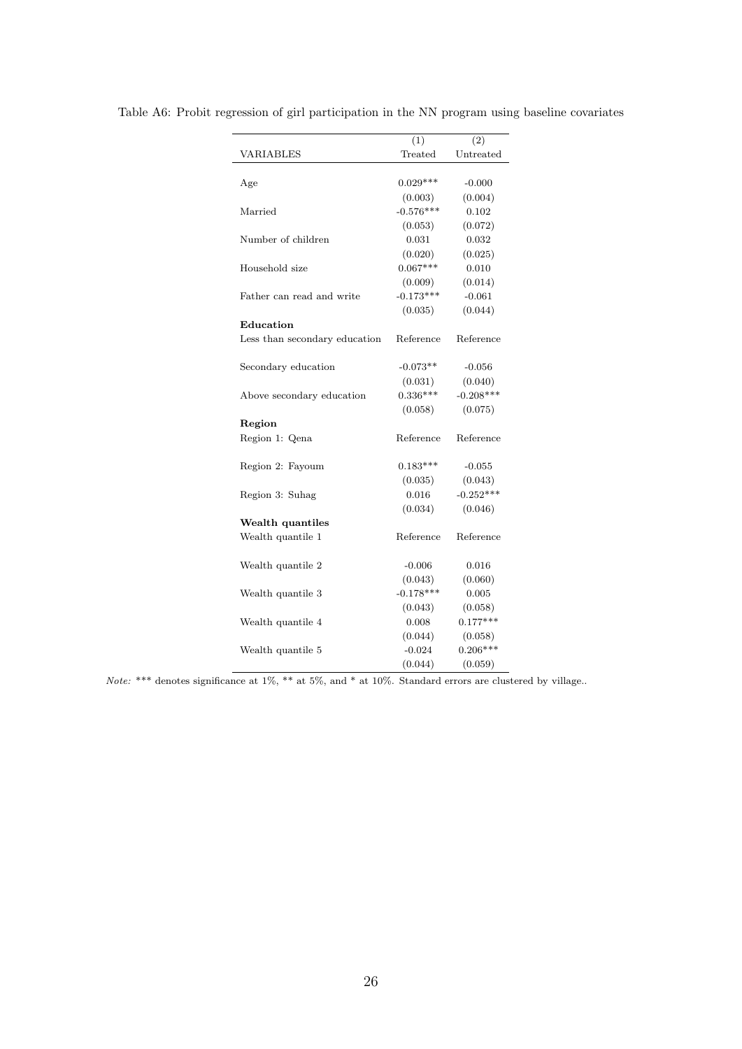Table A6: Probit regression of girl participation in the NN program using baseline covariates

| VARIABLES | (1) Treated | (2) Untreated |
|---|---|---|
| Age | 0.029*** | -0.000 |
| | (0.003) | (0.004) |
| Married | -0.576*** | 0.102 |
| | (0.053) | (0.072) |
| Number of children | 0.031 | 0.032 |
| | (0.020) | (0.025) |
| Household size | 0.067*** | 0.010 |
| | (0.009) | (0.014) |
| Father can read and write | -0.173*** | -0.061 |
| | (0.035) | (0.044) |
| **Education** | | |
| Less than secondary education | Reference | Reference |
| Secondary education | -0.073** | -0.056 |
| | (0.031) | (0.040) |
| Above secondary education | 0.336*** | -0.208*** |
| | (0.058) | (0.075) |
| **Region** | | |
| Region 1: Qena | Reference | Reference |
| Region 2: Fayoum | 0.183*** | -0.055 |
| | (0.035) | (0.043) |
| Region 3: Suhag | 0.016 | -0.252*** |
| | (0.034) | (0.046) |
| **Wealth quantiles** | | |
| Wealth quantile 1 | Reference | Reference |
| Wealth quantile 2 | -0.006 | 0.016 |
| | (0.043) | (0.060) |
| Wealth quantile 3 | -0.178*** | 0.005 |
| | (0.043) | (0.058) |
| Wealth quantile 4 | 0.008 | 0.177*** |
| | (0.044) | (0.058) |
| Wealth quantile 5 | -0.024 | 0.206*** |
| | (0.044) | (0.059) |

*Note:* *** denotes significance at 1%, ** at 5%, and * at 10%. Standard errors are clustered by village..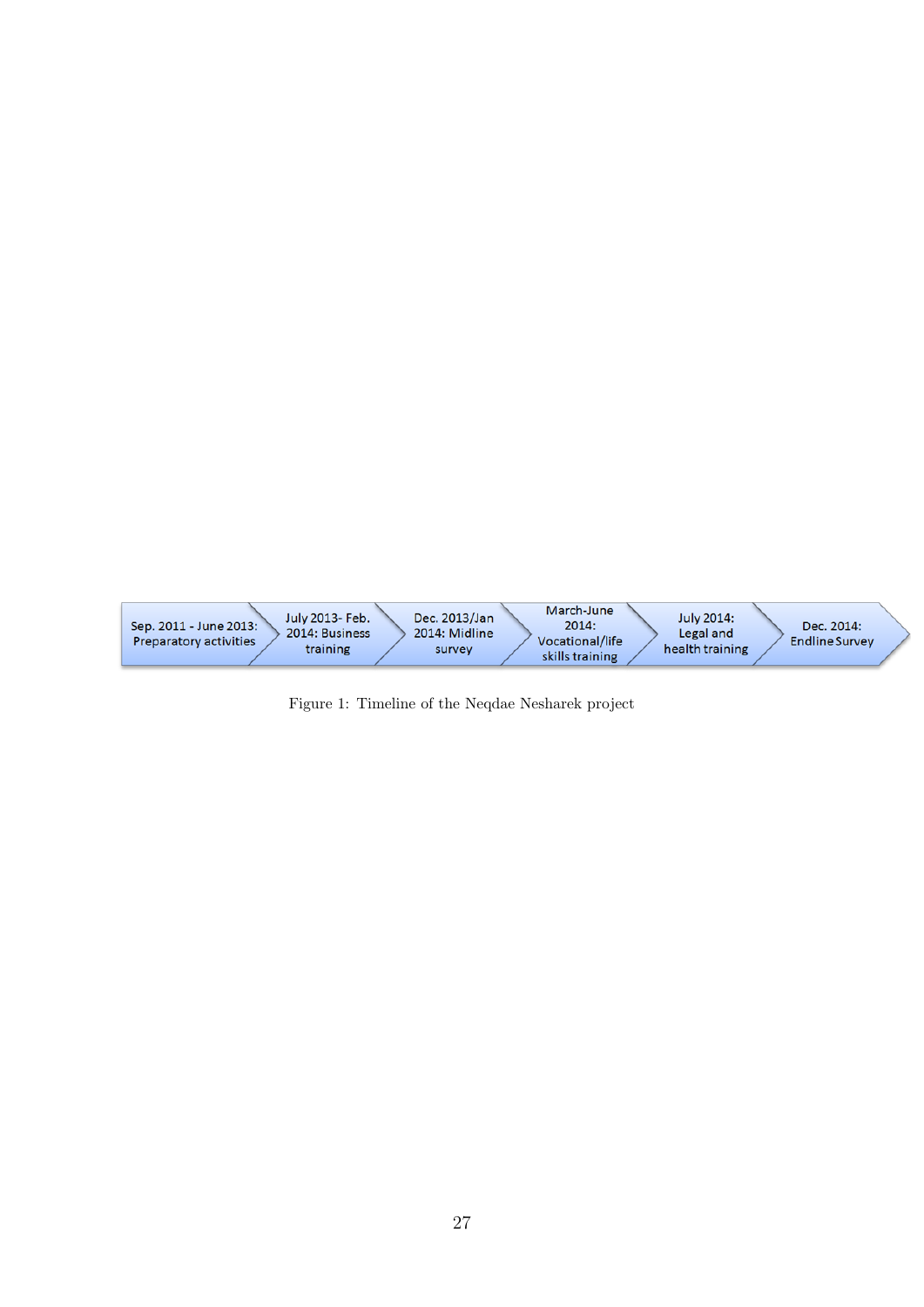Sep. 2011 - June 2013: Preparatory activities

July 2013- Feb. 2014: Business training

Dec. 2013/Jan 2014: Midline survey

March-June 2014: Vocational/life skills training

July 2014: Legal and health training

Dec. 2014: Endline Survey

Figure 1: Timeline of the Neqdae Nesharek project